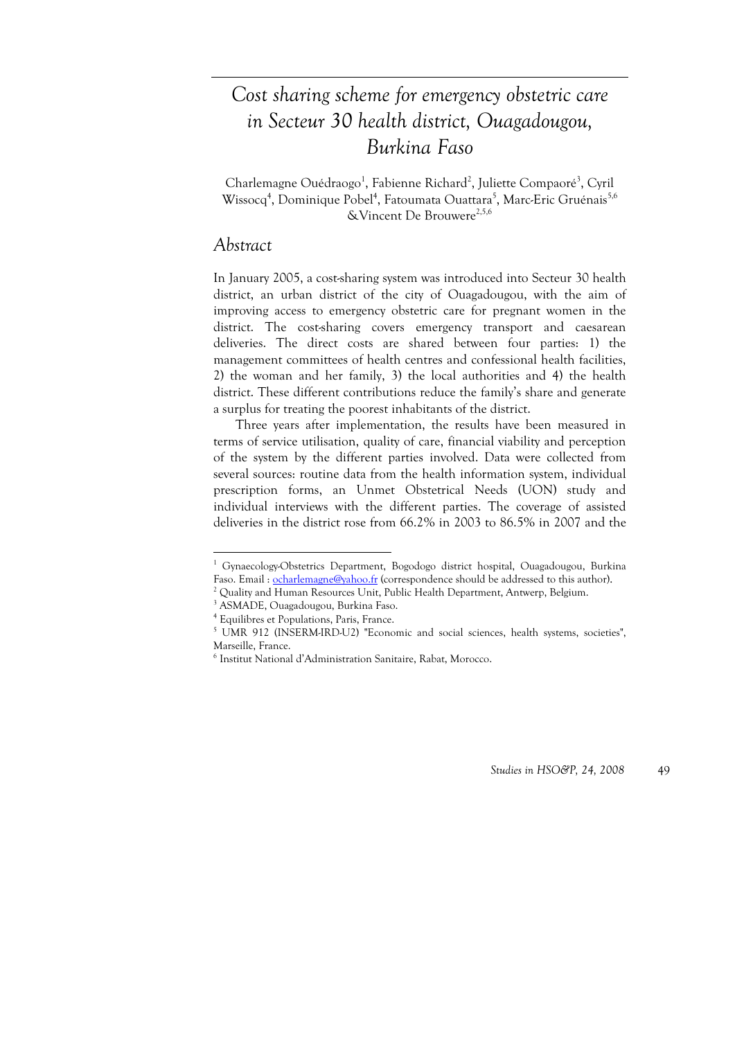# Cost sharing scheme for emergency obstetric care in Secteur 30 health district, Ouagadougou, Burkina Faso

Charlemagne Ouédraogo[1], Fabienne Richard[2], Juliette Compaoré[3], Cyril Wissocq[4], Dominique Pobel[4], Fatoumata Ouattara[5], Marc-Eric Gruénais[5,6] &Vincent De Brouwere[2,5,6]

## Abstract

In January 2005, a cost-sharing system was introduced into Secteur 30 health district, an urban district of the city of Ouagadougou, with the aim of improving access to emergency obstetric care for pregnant women in the district. The cost-sharing covers emergency transport and caesarean deliveries. The direct costs are shared between four parties: 1) the management committees of health centres and confessional health facilities, 2) the woman and her family, 3) the local authorities and 4) the health district. These different contributions reduce the family's share and generate a surplus for treating the poorest inhabitants of the district.

Three years after implementation, the results have been measured in terms of service utilisation, quality of care, financial viability and perception of the system by the different parties involved. Data were collected from several sources: routine data from the health information system, individual prescription forms, an Unmet Obstetrical Needs (UON) study and individual interviews with the different parties. The coverage of assisted deliveries in the district rose from 66.2% in 2003 to 86.5% in 2007 and the

---

[1] Gynaecology-Obstetrics Department, Bogodogo district hospital, Ouagadougou, Burkina Faso. Email : ocharlemagne@yahoo.fr (correspondence should be addressed to this author).

[2] Quality and Human Resources Unit, Public Health Department, Antwerp, Belgium.

[3] ASMADE, Ouagadougou, Burkina Faso.

[4] Equilibres et Populations, Paris, France.

[5] UMR 912 (INSERM-IRD-U2) "Economic and social sciences, health systems, societies", Marseille, France.

[6] Institut National d'Administration Sanitaire, Rabat, Morocco.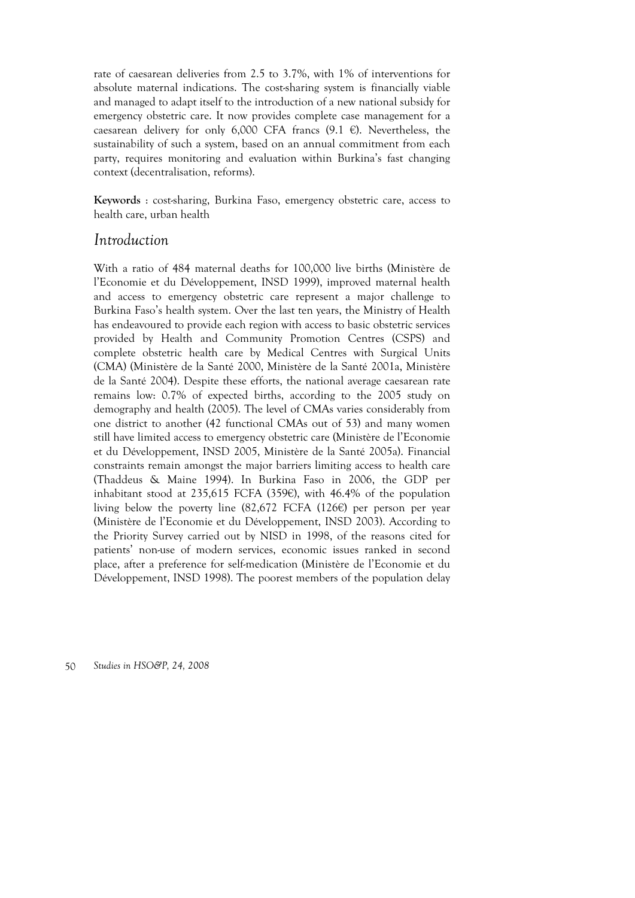rate of caesarean deliveries from 2.5 to 3.7%, with 1% of interventions for absolute maternal indications. The cost-sharing system is financially viable and managed to adapt itself to the introduction of a new national subsidy for emergency obstetric care. It now provides complete case management for a caesarean delivery for only 6,000 CFA francs (9.1 €). Nevertheless, the sustainability of such a system, based on an annual commitment from each party, requires monitoring and evaluation within Burkina's fast changing context (decentralisation, reforms).

**Keywords** : cost-sharing, Burkina Faso, emergency obstetric care, access to health care, urban health

## *Introduction*

With a ratio of 484 maternal deaths for 100,000 live births (Ministère de l'Economie et du Développement, INSD 1999), improved maternal health and access to emergency obstetric care represent a major challenge to Burkina Faso's health system. Over the last ten years, the Ministry of Health has endeavoured to provide each region with access to basic obstetric services provided by Health and Community Promotion Centres (CSPS) and complete obstetric health care by Medical Centres with Surgical Units (CMA) (Ministère de la Santé 2000, Ministère de la Santé 2001a, Ministère de la Santé 2004). Despite these efforts, the national average caesarean rate remains low: 0.7% of expected births, according to the 2005 study on demography and health (2005). The level of CMAs varies considerably from one district to another (42 functional CMAs out of 53) and many women still have limited access to emergency obstetric care (Ministère de l'Economie et du Développement, INSD 2005, Ministère de la Santé 2005a). Financial constraints remain amongst the major barriers limiting access to health care (Thaddeus & Maine 1994). In Burkina Faso in 2006, the GDP per inhabitant stood at 235,615 FCFA (359€), with 46.4% of the population living below the poverty line (82,672 FCFA (126€) per person per year (Ministère de l'Economie et du Développement, INSD 2003). According to the Priority Survey carried out by NISD in 1998, of the reasons cited for patients' non-use of modern services, economic issues ranked in second place, after a preference for self-medication (Ministère de l'Economie et du Développement, INSD 1998). The poorest members of the population delay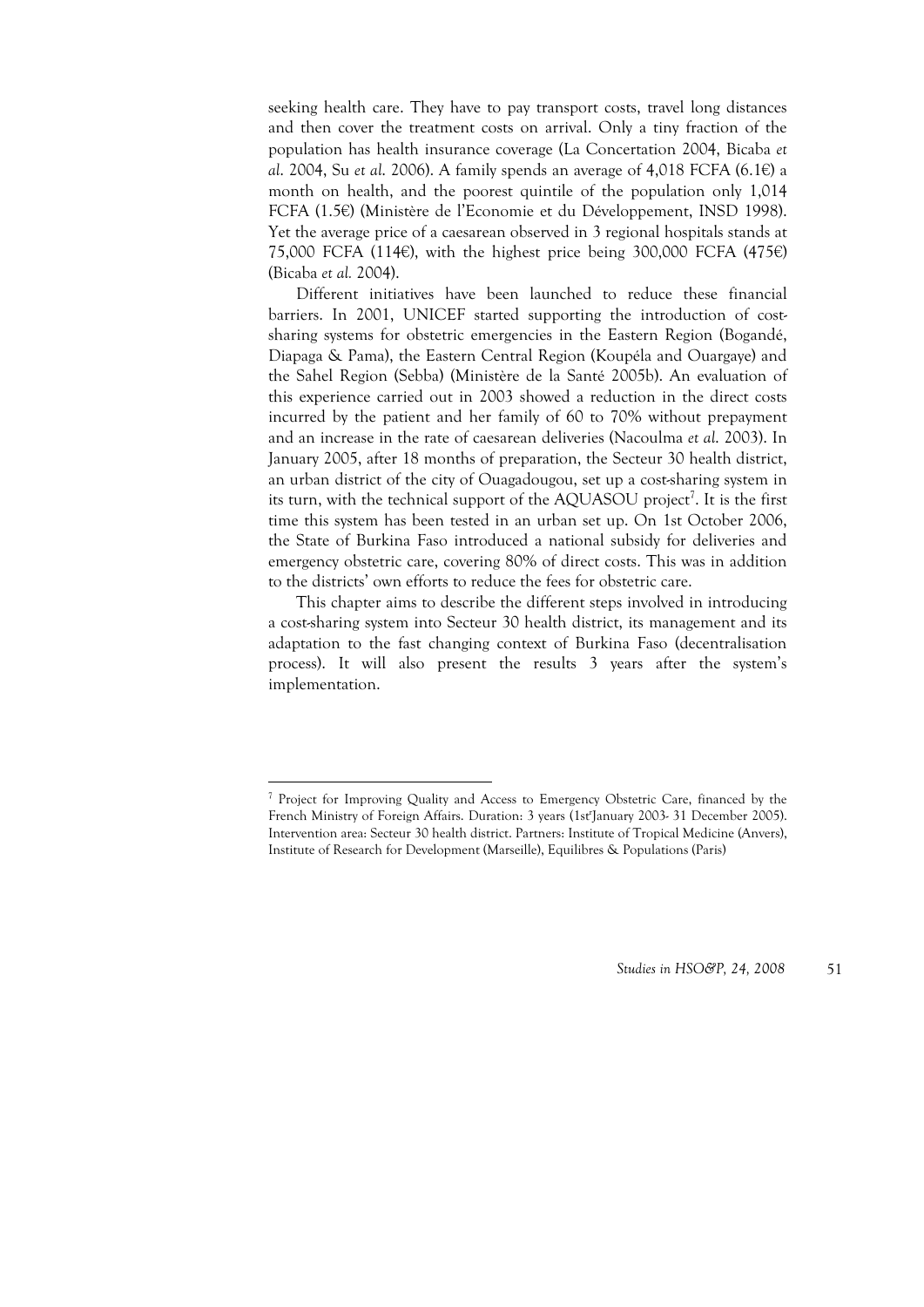seeking health care. They have to pay transport costs, travel long distances and then cover the treatment costs on arrival. Only a tiny fraction of the population has health insurance coverage (La Concertation 2004, Bicaba *et al.* 2004, Su *et al.* 2006). A family spends an average of 4,018 FCFA (6.1€) a month on health, and the poorest quintile of the population only 1,014 FCFA (1.5€) (Ministère de l'Economie et du Développement, INSD 1998). Yet the average price of a caesarean observed in 3 regional hospitals stands at 75,000 FCFA (114€), with the highest price being 300,000 FCFA (475€) (Bicaba *et al.* 2004).

Different initiatives have been launched to reduce these financial barriers. In 2001, UNICEF started supporting the introduction of cost-sharing systems for obstetric emergencies in the Eastern Region (Bogandé, Diapaga & Pama), the Eastern Central Region (Koupéla and Ouargaye) and the Sahel Region (Sebba) (Ministère de la Santé 2005b). An evaluation of this experience carried out in 2003 showed a reduction in the direct costs incurred by the patient and her family of 60 to 70% without prepayment and an increase in the rate of caesarean deliveries (Nacoulma *et al.* 2003). In January 2005, after 18 months of preparation, the Secteur 30 health district, an urban district of the city of Ouagadougou, set up a cost-sharing system in its turn, with the technical support of the AQUASOU project[7]. It is the first time this system has been tested in an urban set up. On 1st October 2006, the State of Burkina Faso introduced a national subsidy for deliveries and emergency obstetric care, covering 80% of direct costs. This was in addition to the districts' own efforts to reduce the fees for obstetric care.

This chapter aims to describe the different steps involved in introducing a cost-sharing system into Secteur 30 health district, its management and its adaptation to the fast changing context of Burkina Faso (decentralisation process). It will also present the results 3 years after the system's implementation.

---

[7] Project for Improving Quality and Access to Emergency Obstetric Care, financed by the French Ministry of Foreign Affairs. Duration: 3 years (1st January 2003- 31 December 2005). Intervention area: Secteur 30 health district. Partners: Institute of Tropical Medicine (Anvers), Institute of Research for Development (Marseille), Equilibres & Populations (Paris)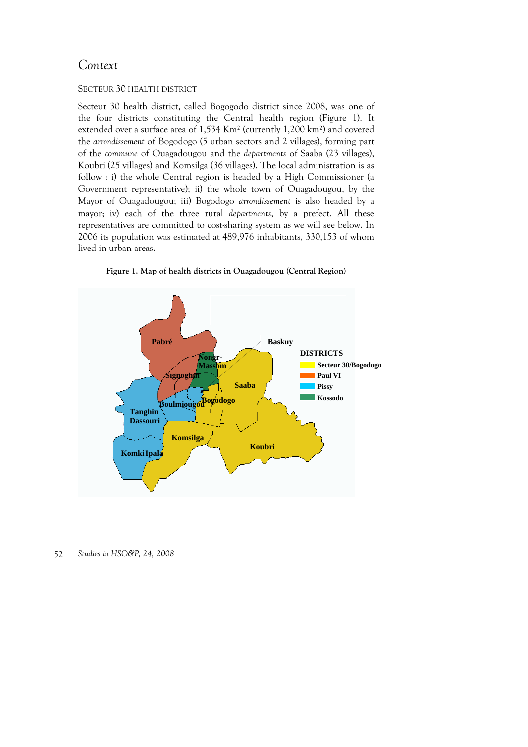## Context

### SECTEUR 30 HEALTH DISTRICT

Secteur 30 health district, called Bogogodo district since 2008, was one of the four districts constituting the Central health region (Figure 1). It extended over a surface area of 1,534 Km² (currently 1,200 km²) and covered the *arrondissement* of Bogodogo (5 urban sectors and 2 villages), forming part of the *commune* of Ouagadougou and the *departments* of Saaba (23 villages), Koubri (25 villages) and Komsilga (36 villages). The local administration is as follow : i) the whole Central region is headed by a High Commissioner (a Government representative); ii) the whole town of Ouagadougou, by the Mayor of Ouagadougou; iii) Bogodogo *arrondissement* is also headed by a mayor; iv) each of the three rural *departments*, by a prefect. All these representatives are committed to cost-sharing system as we will see below. In 2006 its population was estimated at 489,976 inhabitants, 330,153 of whom lived in urban areas.

**Figure 1. Map of health districts in Ouagadougou (Central Region)**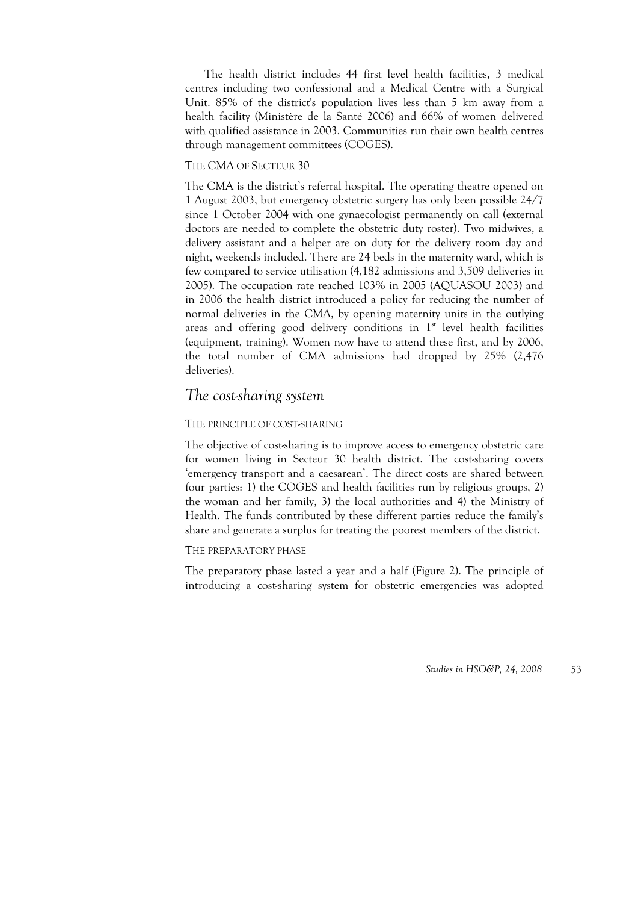The health district includes 44 first level health facilities, 3 medical centres including two confessional and a Medical Centre with a Surgical Unit. 85% of the district's population lives less than 5 km away from a health facility (Ministère de la Santé 2006) and 66% of women delivered with qualified assistance in 2003. Communities run their own health centres through management committees (COGES).

#### THE CMA OF SECTEUR 30

The CMA is the district's referral hospital. The operating theatre opened on 1 August 2003, but emergency obstetric surgery has only been possible 24/7 since 1 October 2004 with one gynaecologist permanently on call (external doctors are needed to complete the obstetric duty roster). Two midwives, a delivery assistant and a helper are on duty for the delivery room day and night, weekends included. There are 24 beds in the maternity ward, which is few compared to service utilisation (4,182 admissions and 3,509 deliveries in 2005). The occupation rate reached 103% in 2005 (AQUASOU 2003) and in 2006 the health district introduced a policy for reducing the number of normal deliveries in the CMA, by opening maternity units in the outlying areas and offering good delivery conditions in 1st level health facilities (equipment, training). Women now have to attend these first, and by 2006, the total number of CMA admissions had dropped by 25% (2,476 deliveries).

## *The cost-sharing system*

#### THE PRINCIPLE OF COST-SHARING

The objective of cost-sharing is to improve access to emergency obstetric care for women living in Secteur 30 health district. The cost-sharing covers 'emergency transport and a caesarean'. The direct costs are shared between four parties: 1) the COGES and health facilities run by religious groups, 2) the woman and her family, 3) the local authorities and 4) the Ministry of Health. The funds contributed by these different parties reduce the family's share and generate a surplus for treating the poorest members of the district.

#### THE PREPARATORY PHASE

The preparatory phase lasted a year and a half (Figure 2). The principle of introducing a cost-sharing system for obstetric emergencies was adopted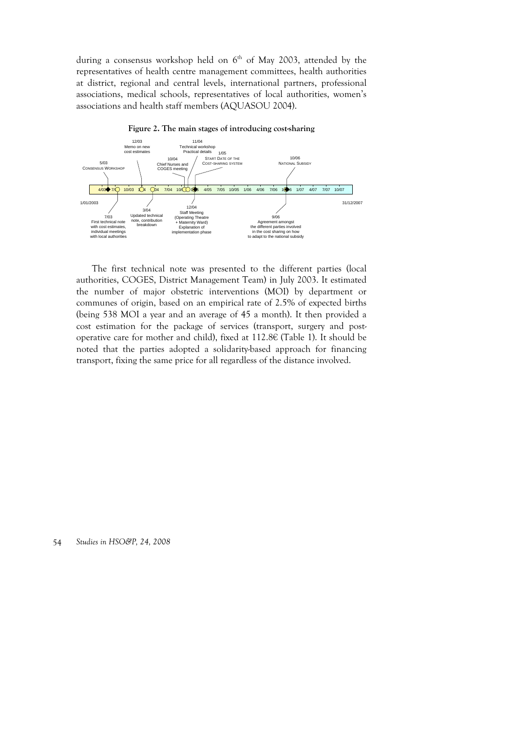during a consensus workshop held on 6th of May 2003, attended by the representatives of health centre management committees, health authorities at district, regional and central levels, international partners, professional associations, medical schools, representatives of local authorities, women's associations and health staff members (AQUASOU 2004).

**Figure 2. The main stages of introducing cost-sharing**

5/03 CONSENSUS WORKSHOP

7/03 First technical note with cost estimates, individual meetings with local authorities

12/03 Memo on new cost estimates

3/04 Updated technical note, contribution breakdown

10/04 Chief Nurses and COGES meeting

11/04 Technical workshop Practical details

12/04 Staff Meeting (Operating Theatre + Maternity Ward) Explanation of implementation phase

1/05 START DATE OF THE COST-SHARING SYSTEM

9/06 Agreement amongst the different parties involved in the cost sharing on how to adapt to the national subsidy

10/06 NATIONAL SUBSIDY

1/01/2003 – 31/12/2007

The first technical note was presented to the different parties (local authorities, COGES, District Management Team) in July 2003. It estimated the number of major obstetric interventions (MOI) by department or communes of origin, based on an empirical rate of 2.5% of expected births (being 538 MOI a year and an average of 45 a month). It then provided a cost estimation for the package of services (transport, surgery and post-operative care for mother and child), fixed at 112.8€ (Table 1). It should be noted that the parties adopted a solidarity-based approach for financing transport, fixing the same price for all regardless of the distance involved.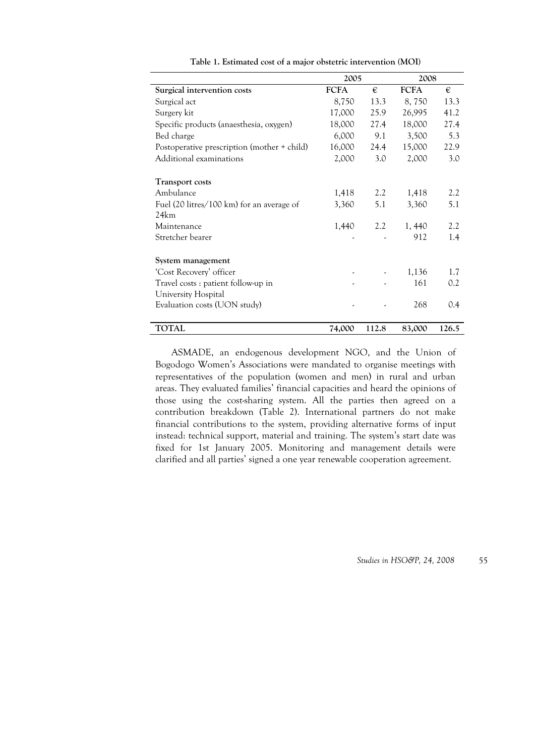**Table 1. Estimated cost of a major obstetric intervention (MOI)**

| | 2005 | | 2008 | |
|---|---|---|---|---|
| **Surgical intervention costs** | **FCFA** | **€** | **FCFA** | **€** |
| Surgical act | 8,750 | 13.3 | 8, 750 | 13.3 |
| Surgery kit | 17,000 | 25.9 | 26,995 | 41.2 |
| Specific products (anaesthesia, oxygen) | 18,000 | 27.4 | 18,000 | 27.4 |
| Bed charge | 6,000 | 9.1 | 3,500 | 5.3 |
| Postoperative prescription (mother + child) | 16,000 | 24.4 | 15,000 | 22.9 |
| Additional examinations | 2,000 | 3.0 | 2,000 | 3.0 |
| **Transport costs** | | | | |
| Ambulance | 1,418 | 2.2 | 1,418 | 2.2 |
| Fuel (20 litres/100 km) for an average of 24km | 3,360 | 5.1 | 3,360 | 5.1 |
| Maintenance | 1,440 | 2.2 | 1, 440 | 2.2 |
| Stretcher bearer | - | - | 912 | 1.4 |
| **System management** | | | | |
| 'Cost Recovery' officer | - | - | 1,136 | 1.7 |
| Travel costs : patient follow-up in University Hospital | - | - | 161 | 0.2 |
| Evaluation costs (UON study) | - | - | 268 | 0.4 |
| **TOTAL** | **74,000** | **112.8** | **83,000** | **126.5** |

ASMADE, an endogenous development NGO, and the Union of Bogodogo Women's Associations were mandated to organise meetings with representatives of the population (women and men) in rural and urban areas. They evaluated families' financial capacities and heard the opinions of those using the cost-sharing system. All the parties then agreed on a contribution breakdown (Table 2). International partners do not make financial contributions to the system, providing alternative forms of input instead: technical support, material and training. The system's start date was fixed for 1st January 2005. Monitoring and management details were clarified and all parties' signed a one year renewable cooperation agreement.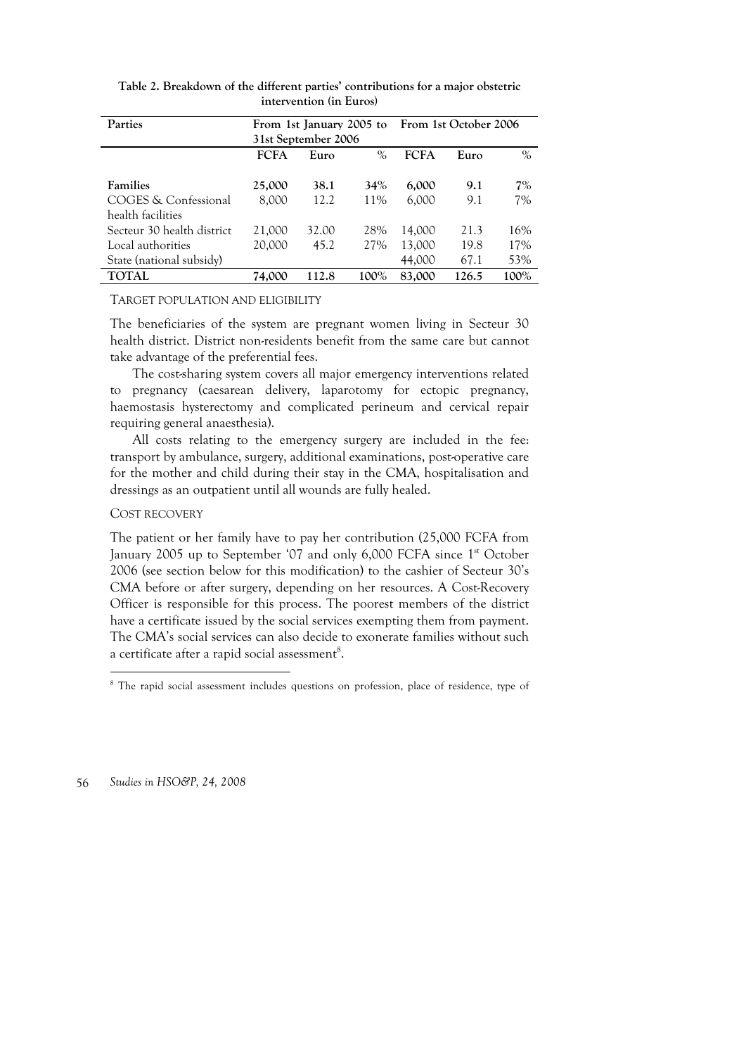**Table 2. Breakdown of the different parties' contributions for a major obstetric intervention (in Euros)**

| Parties | From 1st January 2005 to 31st September 2006 | | | From 1st October 2006 | | |
|---|---|---|---|---|---|---|
| | FCFA | Euro | % | FCFA | Euro | % |
| **Families** | **25,000** | **38.1** | **34%** | **6,000** | **9.1** | **7%** |
| COGES & Confessional health facilities | 8,000 | 12.2 | 11% | 6,000 | 9.1 | 7% |
| Secteur 30 health district | 21,000 | 32.00 | 28% | 14,000 | 21.3 | 16% |
| Local authorities | 20,000 | 45.2 | 27% | 13,000 | 19.8 | 17% |
| State (national subsidy) | | | | 44,000 | 67.1 | 53% |
| **TOTAL** | **74,000** | **112.8** | **100%** | **83,000** | **126.5** | **100%** |

### TARGET POPULATION AND ELIGIBILITY

The beneficiaries of the system are pregnant women living in Secteur 30 health district. District non-residents benefit from the same care but cannot take advantage of the preferential fees.

The cost-sharing system covers all major emergency interventions related to pregnancy (caesarean delivery, laparotomy for ectopic pregnancy, haemostasis hysterectomy and complicated perineum and cervical repair requiring general anaesthesia).

All costs relating to the emergency surgery are included in the fee: transport by ambulance, surgery, additional examinations, post-operative care for the mother and child during their stay in the CMA, hospitalisation and dressings as an outpatient until all wounds are fully healed.

### COST RECOVERY

The patient or her family have to pay her contribution (25,000 FCFA from January 2005 up to September '07 and only 6,000 FCFA since 1st October 2006 (see section below for this modification) to the cashier of Secteur 30's CMA before or after surgery, depending on her resources. A Cost-Recovery Officer is responsible for this process. The poorest members of the district have a certificate issued by the social services exempting them from payment. The CMA's social services can also decide to exonerate families without such a certificate after a rapid social assessment[8].

[8] The rapid social assessment includes questions on profession, place of residence, type of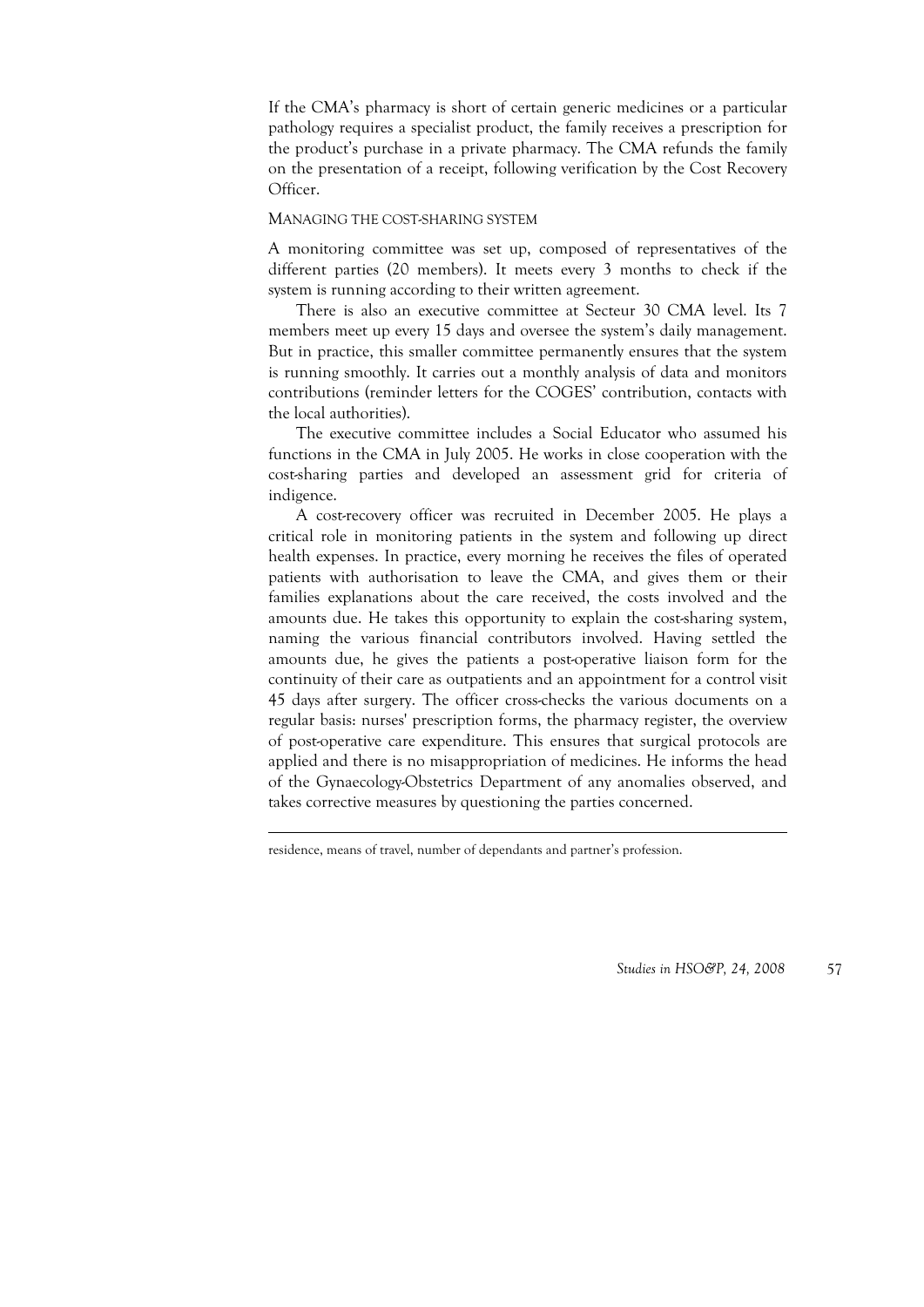If the CMA's pharmacy is short of certain generic medicines or a particular pathology requires a specialist product, the family receives a prescription for the product's purchase in a private pharmacy. The CMA refunds the family on the presentation of a receipt, following verification by the Cost Recovery Officer.

### MANAGING THE COST-SHARING SYSTEM

A monitoring committee was set up, composed of representatives of the different parties (20 members). It meets every 3 months to check if the system is running according to their written agreement.

There is also an executive committee at Secteur 30 CMA level. Its 7 members meet up every 15 days and oversee the system's daily management. But in practice, this smaller committee permanently ensures that the system is running smoothly. It carries out a monthly analysis of data and monitors contributions (reminder letters for the COGES' contribution, contacts with the local authorities).

The executive committee includes a Social Educator who assumed his functions in the CMA in July 2005. He works in close cooperation with the cost-sharing parties and developed an assessment grid for criteria of indigence.

A cost-recovery officer was recruited in December 2005. He plays a critical role in monitoring patients in the system and following up direct health expenses. In practice, every morning he receives the files of operated patients with authorisation to leave the CMA, and gives them or their families explanations about the care received, the costs involved and the amounts due. He takes this opportunity to explain the cost-sharing system, naming the various financial contributors involved. Having settled the amounts due, he gives the patients a post-operative liaison form for the continuity of their care as outpatients and an appointment for a control visit 45 days after surgery. The officer cross-checks the various documents on a regular basis: nurses' prescription forms, the pharmacy register, the overview of post-operative care expenditure. This ensures that surgical protocols are applied and there is no misappropriation of medicines. He informs the head of the Gynaecology-Obstetrics Department of any anomalies observed, and takes corrective measures by questioning the parties concerned.

---

residence, means of travel, number of dependants and partner's profession.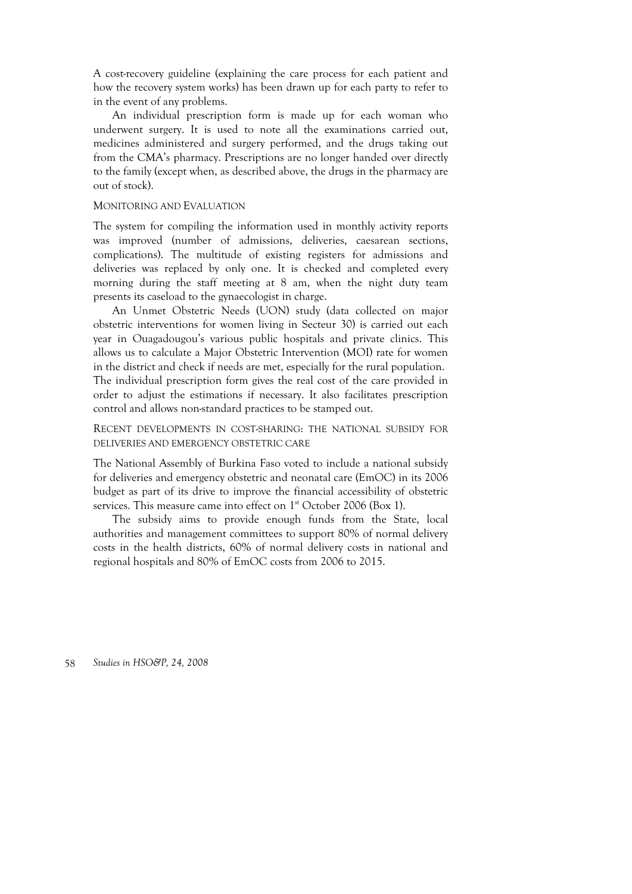A cost-recovery guideline (explaining the care process for each patient and how the recovery system works) has been drawn up for each party to refer to in the event of any problems.

An individual prescription form is made up for each woman who underwent surgery. It is used to note all the examinations carried out, medicines administered and surgery performed, and the drugs taking out from the CMA's pharmacy. Prescriptions are no longer handed over directly to the family (except when, as described above, the drugs in the pharmacy are out of stock).

### MONITORING AND EVALUATION

The system for compiling the information used in monthly activity reports was improved (number of admissions, deliveries, caesarean sections, complications). The multitude of existing registers for admissions and deliveries was replaced by only one. It is checked and completed every morning during the staff meeting at 8 am, when the night duty team presents its caseload to the gynaecologist in charge.

An Unmet Obstetric Needs (UON) study (data collected on major obstetric interventions for women living in Secteur 30) is carried out each year in Ouagadougou's various public hospitals and private clinics. This allows us to calculate a Major Obstetric Intervention (MOI) rate for women in the district and check if needs are met, especially for the rural population. The individual prescription form gives the real cost of the care provided in order to adjust the estimations if necessary. It also facilitates prescription control and allows non-standard practices to be stamped out.

### RECENT DEVELOPMENTS IN COST-SHARING: THE NATIONAL SUBSIDY FOR DELIVERIES AND EMERGENCY OBSTETRIC CARE

The National Assembly of Burkina Faso voted to include a national subsidy for deliveries and emergency obstetric and neonatal care (EmOC) in its 2006 budget as part of its drive to improve the financial accessibility of obstetric services. This measure came into effect on 1st October 2006 (Box 1).

The subsidy aims to provide enough funds from the State, local authorities and management committees to support 80% of normal delivery costs in the health districts, 60% of normal delivery costs in national and regional hospitals and 80% of EmOC costs from 2006 to 2015.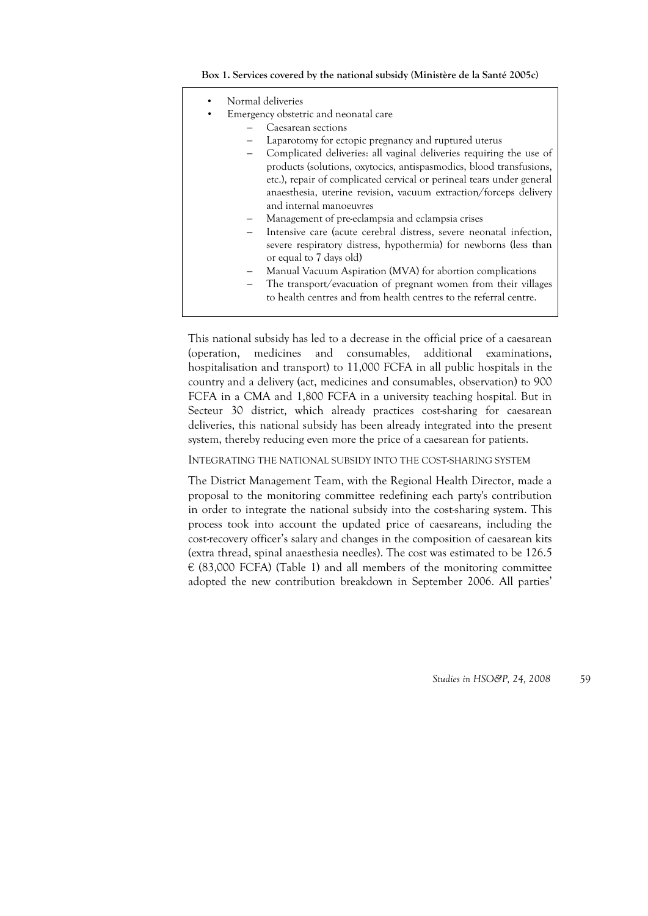**Box 1. Services covered by the national subsidy (Ministère de la Santé 2005c)**

- Normal deliveries
- Emergency obstetric and neonatal care
  - Caesarean sections
  - Laparotomy for ectopic pregnancy and ruptured uterus
  - Complicated deliveries: all vaginal deliveries requiring the use of products (solutions, oxytocics, antispasmodics, blood transfusions, etc.), repair of complicated cervical or perineal tears under general anaesthesia, uterine revision, vacuum extraction/forceps delivery and internal manoeuvres
  - Management of pre-eclampsia and eclampsia crises
  - Intensive care (acute cerebral distress, severe neonatal infection, severe respiratory distress, hypothermia) for newborns (less than or equal to 7 days old)
  - Manual Vacuum Aspiration (MVA) for abortion complications
  - The transport/evacuation of pregnant women from their villages to health centres and from health centres to the referral centre.

This national subsidy has led to a decrease in the official price of a caesarean (operation, medicines and consumables, additional examinations, hospitalisation and transport) to 11,000 FCFA in all public hospitals in the country and a delivery (act, medicines and consumables, observation) to 900 FCFA in a CMA and 1,800 FCFA in a university teaching hospital. But in Secteur 30 district, which already practices cost-sharing for caesarean deliveries, this national subsidy has been already integrated into the present system, thereby reducing even more the price of a caesarean for patients.

INTEGRATING THE NATIONAL SUBSIDY INTO THE COST-SHARING SYSTEM

The District Management Team, with the Regional Health Director, made a proposal to the monitoring committee redefining each party's contribution in order to integrate the national subsidy into the cost-sharing system. This process took into account the updated price of caesareans, including the cost-recovery officer's salary and changes in the composition of caesarean kits (extra thread, spinal anaesthesia needles). The cost was estimated to be 126.5 € (83,000 FCFA) (Table 1) and all members of the monitoring committee adopted the new contribution breakdown in September 2006. All parties'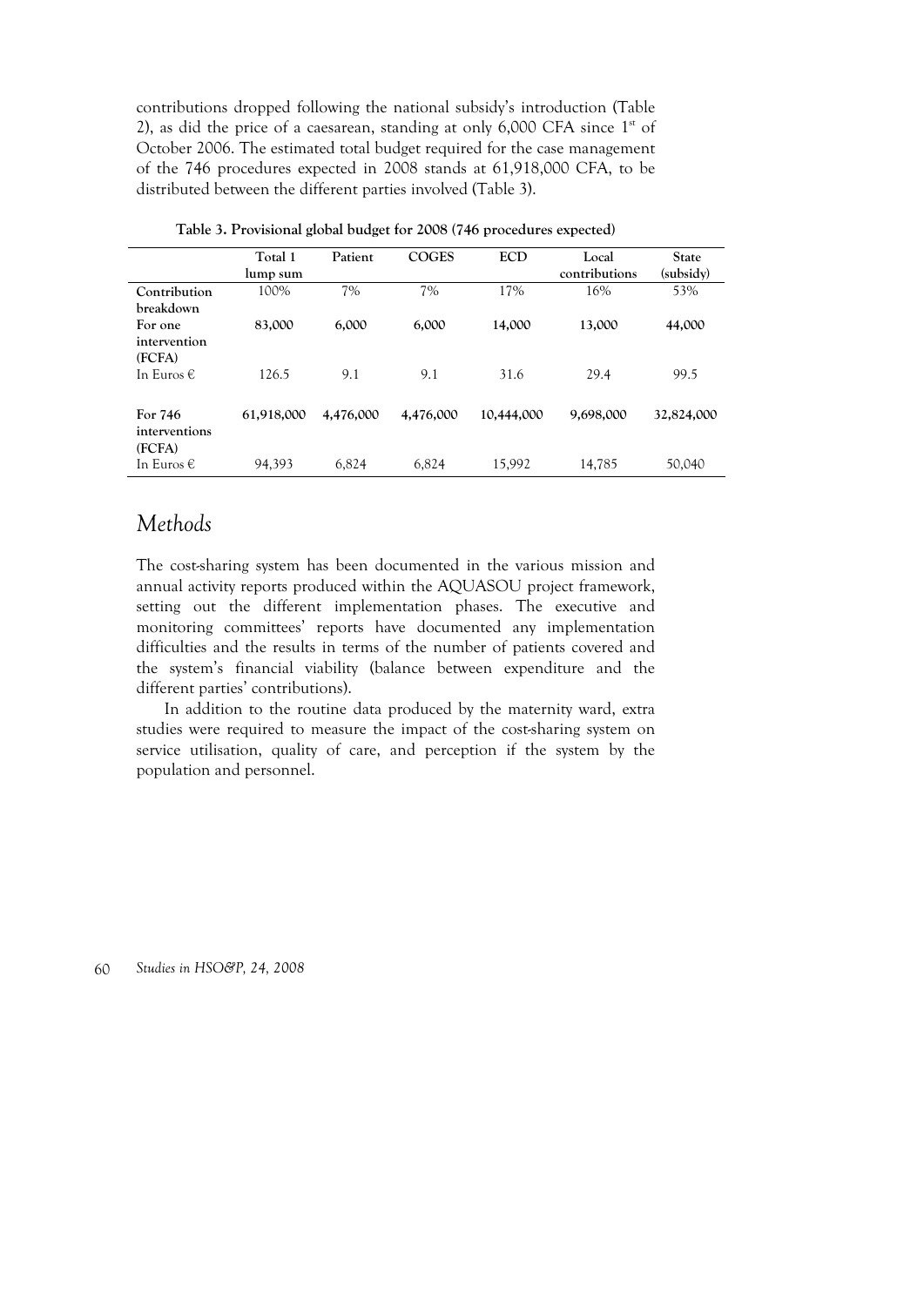contributions dropped following the national subsidy's introduction (Table 2), as did the price of a caesarean, standing at only 6,000 CFA since 1st of October 2006. The estimated total budget required for the case management of the 746 procedures expected in 2008 stands at 61,918,000 CFA, to be distributed between the different parties involved (Table 3).

**Table 3. Provisional global budget for 2008 (746 procedures expected)**

| | Total 1 lump sum | Patient | COGES | ECD | Local contributions | State (subsidy) |
|---|---|---|---|---|---|---|
| **Contribution breakdown** | 100% | 7% | 7% | 17% | 16% | 53% |
| **For one intervention (FCFA)** | **83,000** | **6,000** | **6,000** | **14,000** | **13,000** | **44,000** |
| In Euros € | 126.5 | 9.1 | 9.1 | 31.6 | 29.4 | 99.5 |
| **For 746 interventions (FCFA)** | **61,918,000** | **4,476,000** | **4,476,000** | **10,444,000** | **9,698,000** | **32,824,000** |
| In Euros € | 94,393 | 6,824 | 6,824 | 15,992 | 14,785 | 50,040 |

## *Methods*

The cost-sharing system has been documented in the various mission and annual activity reports produced within the AQUASOU project framework, setting out the different implementation phases. The executive and monitoring committees' reports have documented any implementation difficulties and the results in terms of the number of patients covered and the system's financial viability (balance between expenditure and the different parties' contributions).

In addition to the routine data produced by the maternity ward, extra studies were required to measure the impact of the cost-sharing system on service utilisation, quality of care, and perception if the system by the population and personnel.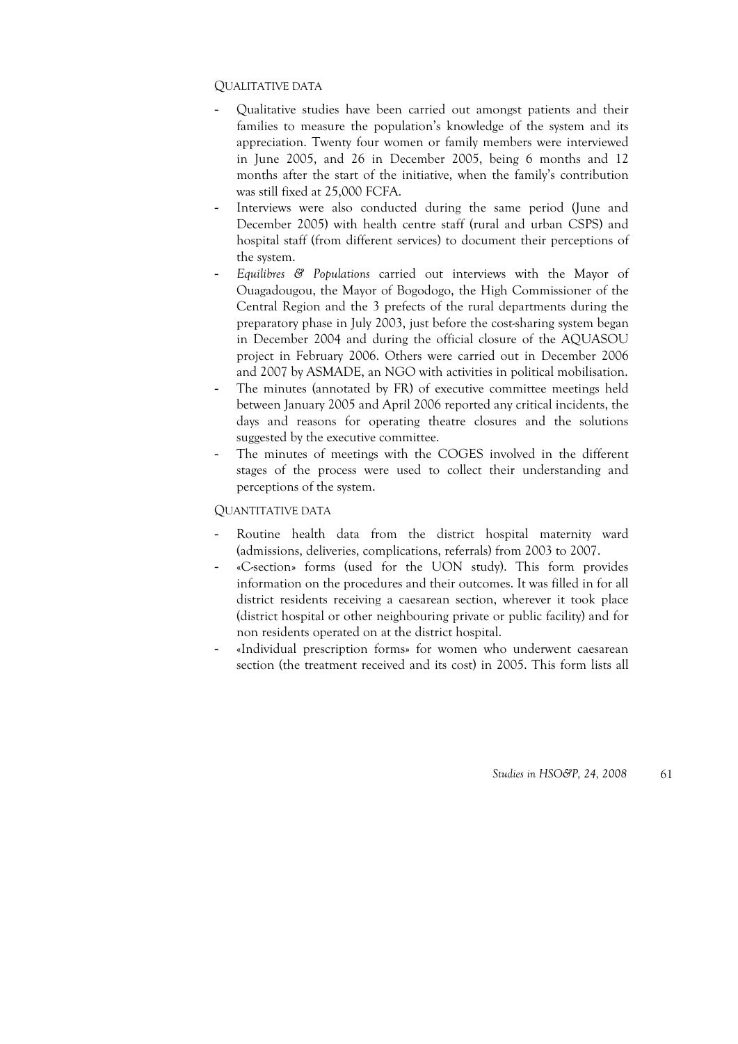### Qualitative data

- Qualitative studies have been carried out amongst patients and their families to measure the population's knowledge of the system and its appreciation. Twenty four women or family members were interviewed in June 2005, and 26 in December 2005, being 6 months and 12 months after the start of the initiative, when the family's contribution was still fixed at 25,000 FCFA.
- Interviews were also conducted during the same period (June and December 2005) with health centre staff (rural and urban CSPS) and hospital staff (from different services) to document their perceptions of the system.
- *Equilibres & Populations* carried out interviews with the Mayor of Ouagadougou, the Mayor of Bogodogo, the High Commissioner of the Central Region and the 3 prefects of the rural departments during the preparatory phase in July 2003, just before the cost-sharing system began in December 2004 and during the official closure of the AQUASOU project in February 2006. Others were carried out in December 2006 and 2007 by ASMADE, an NGO with activities in political mobilisation.
- The minutes (annotated by FR) of executive committee meetings held between January 2005 and April 2006 reported any critical incidents, the days and reasons for operating theatre closures and the solutions suggested by the executive committee.
- The minutes of meetings with the COGES involved in the different stages of the process were used to collect their understanding and perceptions of the system.

### Quantitative data

- Routine health data from the district hospital maternity ward (admissions, deliveries, complications, referrals) from 2003 to 2007.
- «C-section» forms (used for the UON study). This form provides information on the procedures and their outcomes. It was filled in for all district residents receiving a caesarean section, wherever it took place (district hospital or other neighbouring private or public facility) and for non residents operated on at the district hospital.
- «Individual prescription forms» for women who underwent caesarean section (the treatment received and its cost) in 2005. This form lists all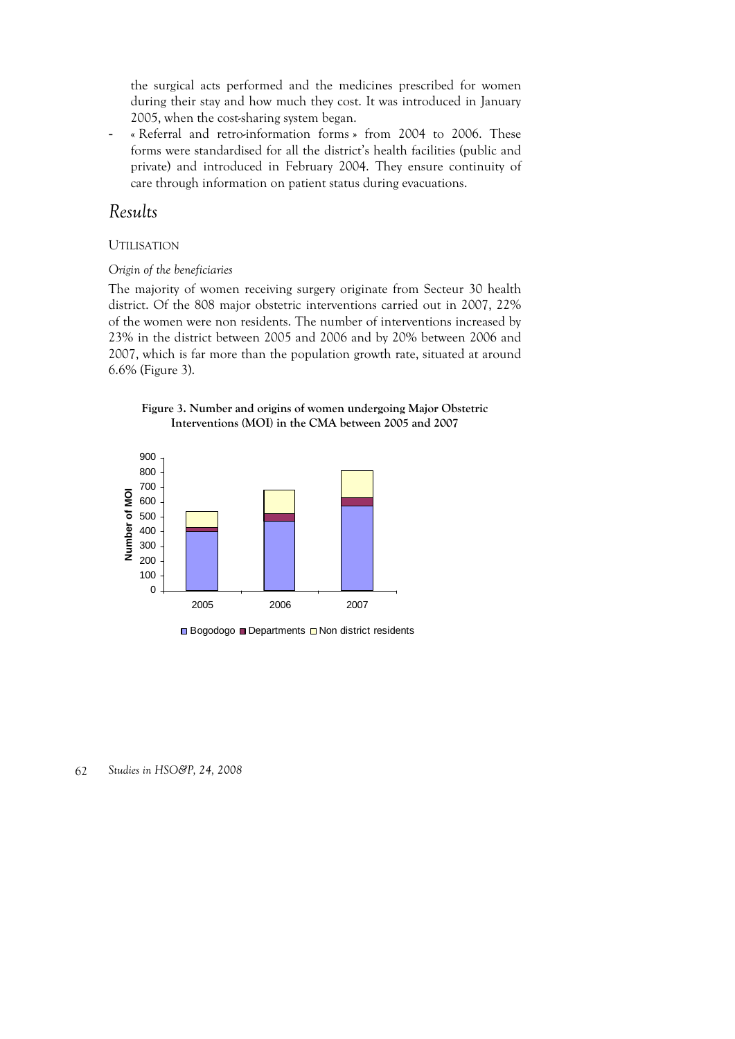the surgical acts performed and the medicines prescribed for women during their stay and how much they cost. It was introduced in January 2005, when the cost-sharing system began.

- « Referral and retro-information forms » from 2004 to 2006. These forms were standardised for all the district's health facilities (public and private) and introduced in February 2004. They ensure continuity of care through information on patient status during evacuations.

## *Results*

### UTILISATION

#### *Origin of the beneficiaries*

The majority of women receiving surgery originate from Secteur 30 health district. Of the 808 major obstetric interventions carried out in 2007, 22% of the women were non residents. The number of interventions increased by 23% in the district between 2005 and 2006 and by 20% between 2006 and 2007, which is far more than the population growth rate, situated at around 6.6% (Figure 3).

**Figure 3. Number and origins of women undergoing Major Obstetric Interventions (MOI) in the CMA between 2005 and 2007**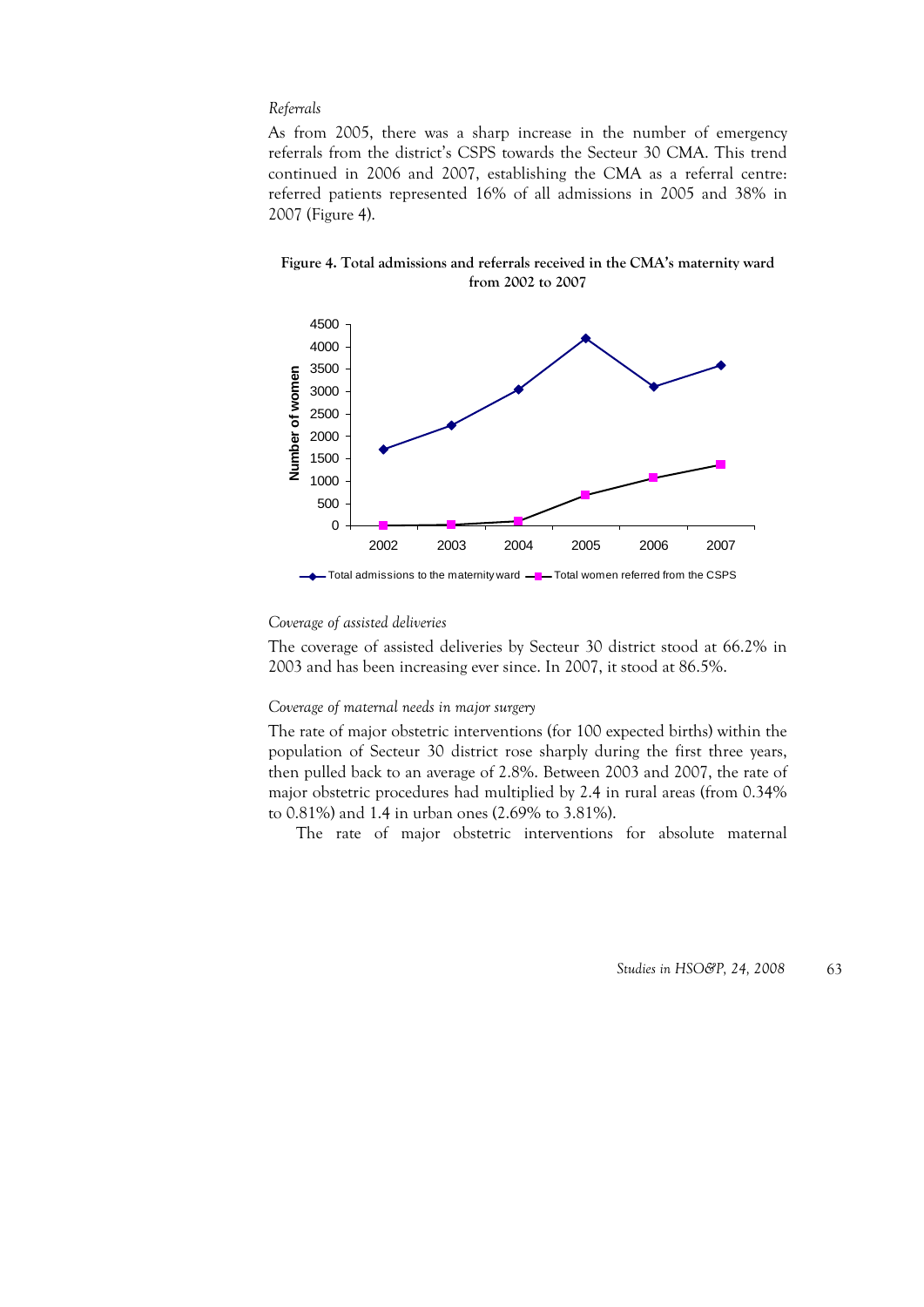*Referrals*

As from 2005, there was a sharp increase in the number of emergency referrals from the district's CSPS towards the Secteur 30 CMA. This trend continued in 2006 and 2007, establishing the CMA as a referral centre: referred patients represented 16% of all admissions in 2005 and 38% in 2007 (Figure 4).

**Figure 4. Total admissions and referrals received in the CMA's maternity ward from 2002 to 2007**

*Coverage of assisted deliveries*

The coverage of assisted deliveries by Secteur 30 district stood at 66.2% in 2003 and has been increasing ever since. In 2007, it stood at 86.5%.

*Coverage of maternal needs in major surgery*

The rate of major obstetric interventions (for 100 expected births) within the population of Secteur 30 district rose sharply during the first three years, then pulled back to an average of 2.8%. Between 2003 and 2007, the rate of major obstetric procedures had multiplied by 2.4 in rural areas (from 0.34% to 0.81%) and 1.4 in urban ones (2.69% to 3.81%).

The rate of major obstetric interventions for absolute maternal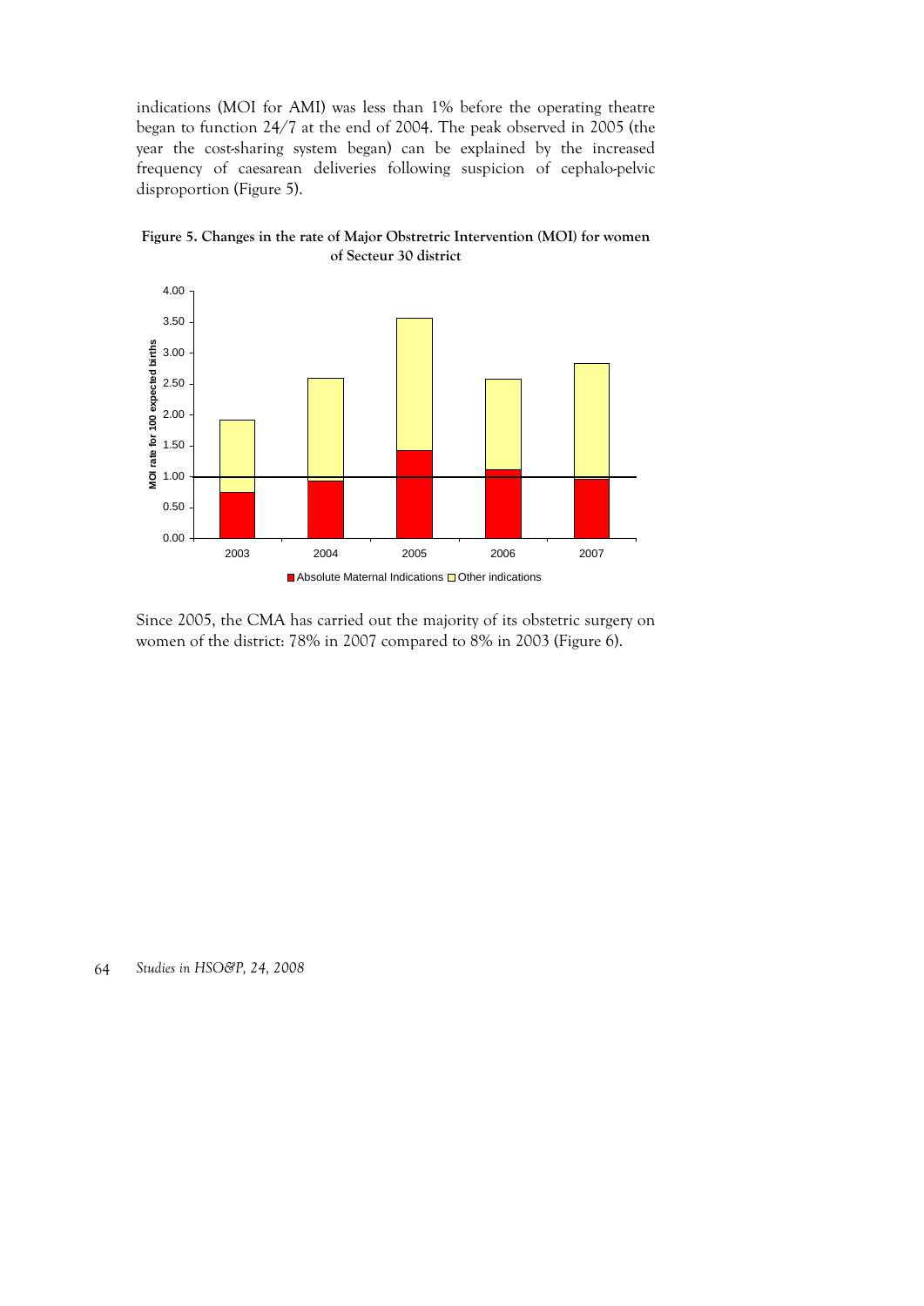indications (MOI for AMI) was less than 1% before the operating theatre began to function 24/7 at the end of 2004. The peak observed in 2005 (the year the cost-sharing system began) can be explained by the increased frequency of caesarean deliveries following suspicion of cephalo-pelvic disproportion (Figure 5).

**Figure 5. Changes in the rate of Major Obstretric Intervention (MOI) for women of Secteur 30 district**

Since 2005, the CMA has carried out the majority of its obstetric surgery on women of the district: 78% in 2007 compared to 8% in 2003 (Figure 6).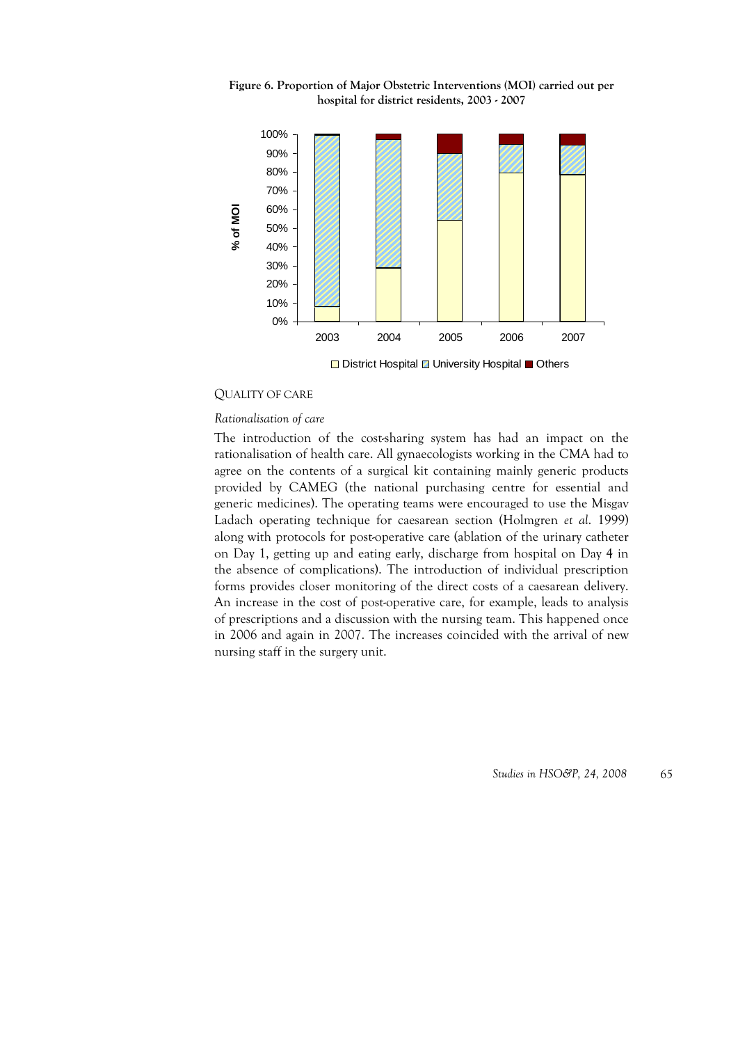**Figure 6. Proportion of Major Obstetric Interventions (MOI) carried out per hospital for district residents, 2003 - 2007**

### QUALITY OF CARE

#### *Rationalisation of care*

The introduction of the cost-sharing system has had an impact on the rationalisation of health care. All gynaecologists working in the CMA had to agree on the contents of a surgical kit containing mainly generic products provided by CAMEG (the national purchasing centre for essential and generic medicines). The operating teams were encouraged to use the Misgav Ladach operating technique for caesarean section (Holmgren *et al.* 1999) along with protocols for post-operative care (ablation of the urinary catheter on Day 1, getting up and eating early, discharge from hospital on Day 4 in the absence of complications). The introduction of individual prescription forms provides closer monitoring of the direct costs of a caesarean delivery. An increase in the cost of post-operative care, for example, leads to analysis of prescriptions and a discussion with the nursing team. This happened once in 2006 and again in 2007. The increases coincided with the arrival of new nursing staff in the surgery unit.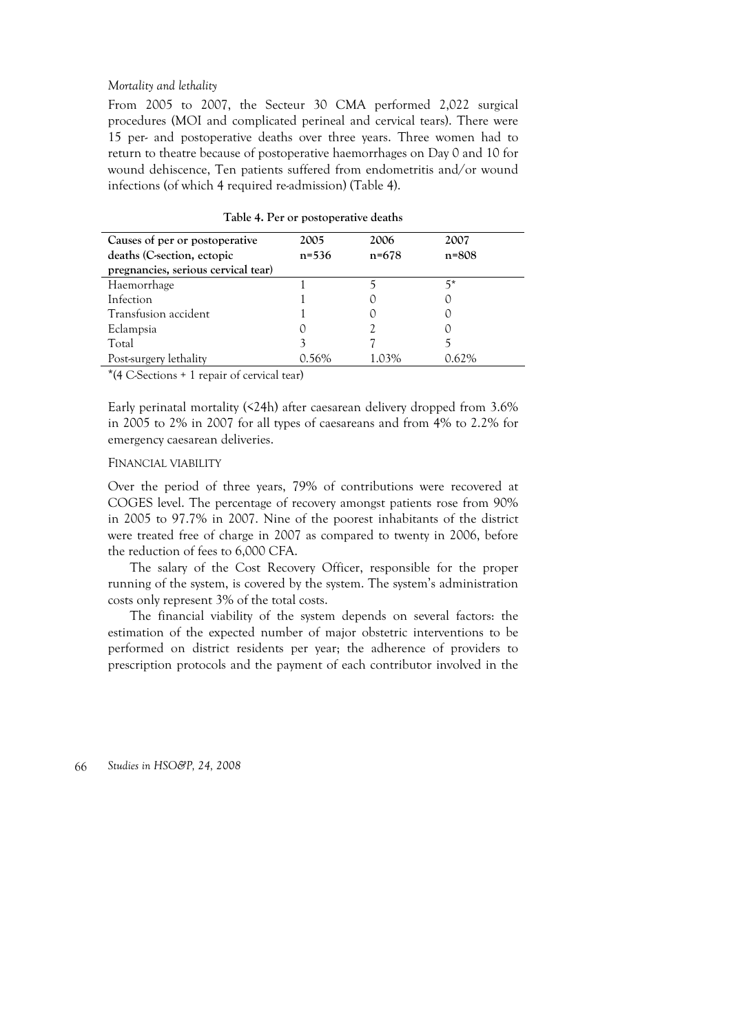*Mortality and lethality*

From 2005 to 2007, the Secteur 30 CMA performed 2,022 surgical procedures (MOI and complicated perineal and cervical tears). There were 15 per- and postoperative deaths over three years. Three women had to return to theatre because of postoperative haemorrhages on Day 0 and 10 for wound dehiscence, Ten patients suffered from endometritis and/or wound infections (of which 4 required re-admission) (Table 4).

**Table 4. Per or postoperative deaths**

| Causes of per or postoperative deaths (C-section, ectopic pregnancies, serious cervical tear) | 2005 n=536 | 2006 n=678 | 2007 n=808 |
|---|---|---|---|
| Haemorrhage | 1 | 5 | 5* |
| Infection | 1 | 0 | 0 |
| Transfusion accident | 1 | 0 | 0 |
| Eclampsia | 0 | 2 | 0 |
| Total | 3 | 7 | 5 |
| Post-surgery lethality | 0.56% | 1.03% | 0.62% |

*(4 C-Sections + 1 repair of cervical tear)

Early perinatal mortality (<24h) after caesarean delivery dropped from 3.6% in 2005 to 2% in 2007 for all types of caesareans and from 4% to 2.2% for emergency caesarean deliveries.

## FINANCIAL VIABILITY

Over the period of three years, 79% of contributions were recovered at COGES level. The percentage of recovery amongst patients rose from 90% in 2005 to 97.7% in 2007. Nine of the poorest inhabitants of the district were treated free of charge in 2007 as compared to twenty in 2006, before the reduction of fees to 6,000 CFA.

The salary of the Cost Recovery Officer, responsible for the proper running of the system, is covered by the system. The system's administration costs only represent 3% of the total costs.

The financial viability of the system depends on several factors: the estimation of the expected number of major obstetric interventions to be performed on district residents per year; the adherence of providers to prescription protocols and the payment of each contributor involved in the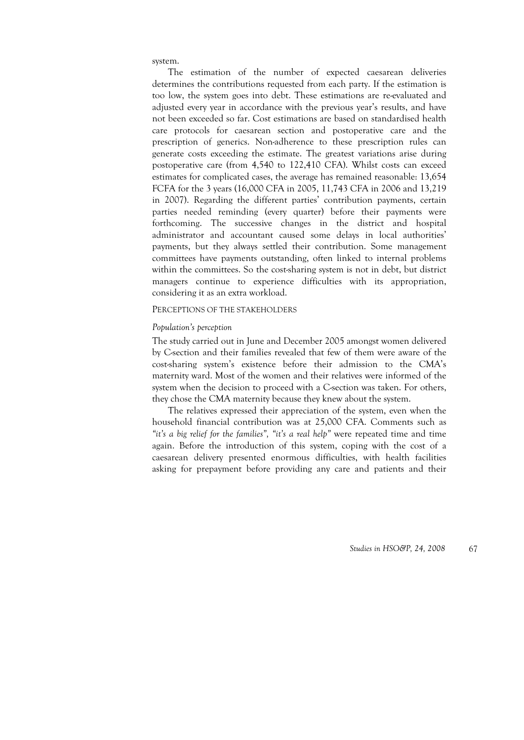system.

The estimation of the number of expected caesarean deliveries determines the contributions requested from each party. If the estimation is too low, the system goes into debt. These estimations are re-evaluated and adjusted every year in accordance with the previous year's results, and have not been exceeded so far. Cost estimations are based on standardised health care protocols for caesarean section and postoperative care and the prescription of generics. Non-adherence to these prescription rules can generate costs exceeding the estimate. The greatest variations arise during postoperative care (from 4,540 to 122,410 CFA). Whilst costs can exceed estimates for complicated cases, the average has remained reasonable: 13,654 FCFA for the 3 years (16,000 CFA in 2005, 11,743 CFA in 2006 and 13,219 in 2007). Regarding the different parties' contribution payments, certain parties needed reminding (every quarter) before their payments were forthcoming. The successive changes in the district and hospital administrator and accountant caused some delays in local authorities' payments, but they always settled their contribution. Some management committees have payments outstanding, often linked to internal problems within the committees. So the cost-sharing system is not in debt, but district managers continue to experience difficulties with its appropriation, considering it as an extra workload.

### PERCEPTIONS OF THE STAKEHOLDERS

#### *Population's perception*

The study carried out in June and December 2005 amongst women delivered by C-section and their families revealed that few of them were aware of the cost-sharing system's existence before their admission to the CMA's maternity ward. Most of the women and their relatives were informed of the system when the decision to proceed with a C-section was taken. For others, they chose the CMA maternity because they knew about the system.

The relatives expressed their appreciation of the system, even when the household financial contribution was at 25,000 CFA. Comments such as *"it's a big relief for the families", "it's a real help"* were repeated time and time again. Before the introduction of this system, coping with the cost of a caesarean delivery presented enormous difficulties, with health facilities asking for prepayment before providing any care and patients and their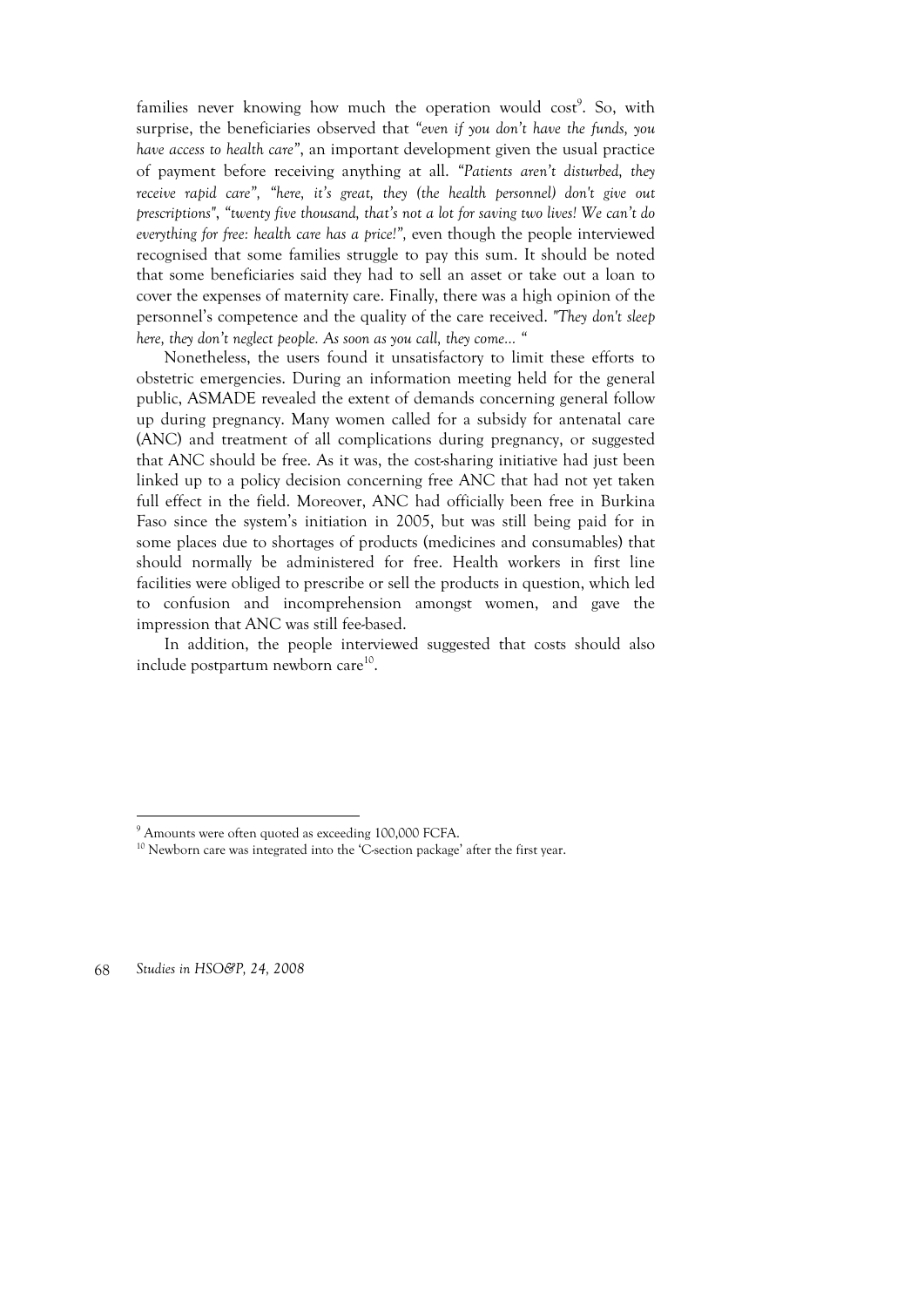families never knowing how much the operation would cost[9]. So, with surprise, the beneficiaries observed that *"even if you don't have the funds, you have access to health care"*, an important development given the usual practice of payment before receiving anything at all. *"Patients aren't disturbed, they receive rapid care", "here, it's great, they (the health personnel) don't give out prescriptions", "twenty five thousand, that's not a lot for saving two lives! We can't do everything for free: health care has a price!",* even though the people interviewed recognised that some families struggle to pay this sum. It should be noted that some beneficiaries said they had to sell an asset or take out a loan to cover the expenses of maternity care. Finally, there was a high opinion of the personnel's competence and the quality of the care received. *"They don't sleep here, they don't neglect people. As soon as you call, they come... "*

Nonetheless, the users found it unsatisfactory to limit these efforts to obstetric emergencies. During an information meeting held for the general public, ASMADE revealed the extent of demands concerning general follow up during pregnancy. Many women called for a subsidy for antenatal care (ANC) and treatment of all complications during pregnancy, or suggested that ANC should be free. As it was, the cost-sharing initiative had just been linked up to a policy decision concerning free ANC that had not yet taken full effect in the field. Moreover, ANC had officially been free in Burkina Faso since the system's initiation in 2005, but was still being paid for in some places due to shortages of products (medicines and consumables) that should normally be administered for free. Health workers in first line facilities were obliged to prescribe or sell the products in question, which led to confusion and incomprehension amongst women, and gave the impression that ANC was still fee-based.

In addition, the people interviewed suggested that costs should also include postpartum newborn care[10].

---

[9] Amounts were often quoted as exceeding 100,000 FCFA.

[10] Newborn care was integrated into the 'C-section package' after the first year.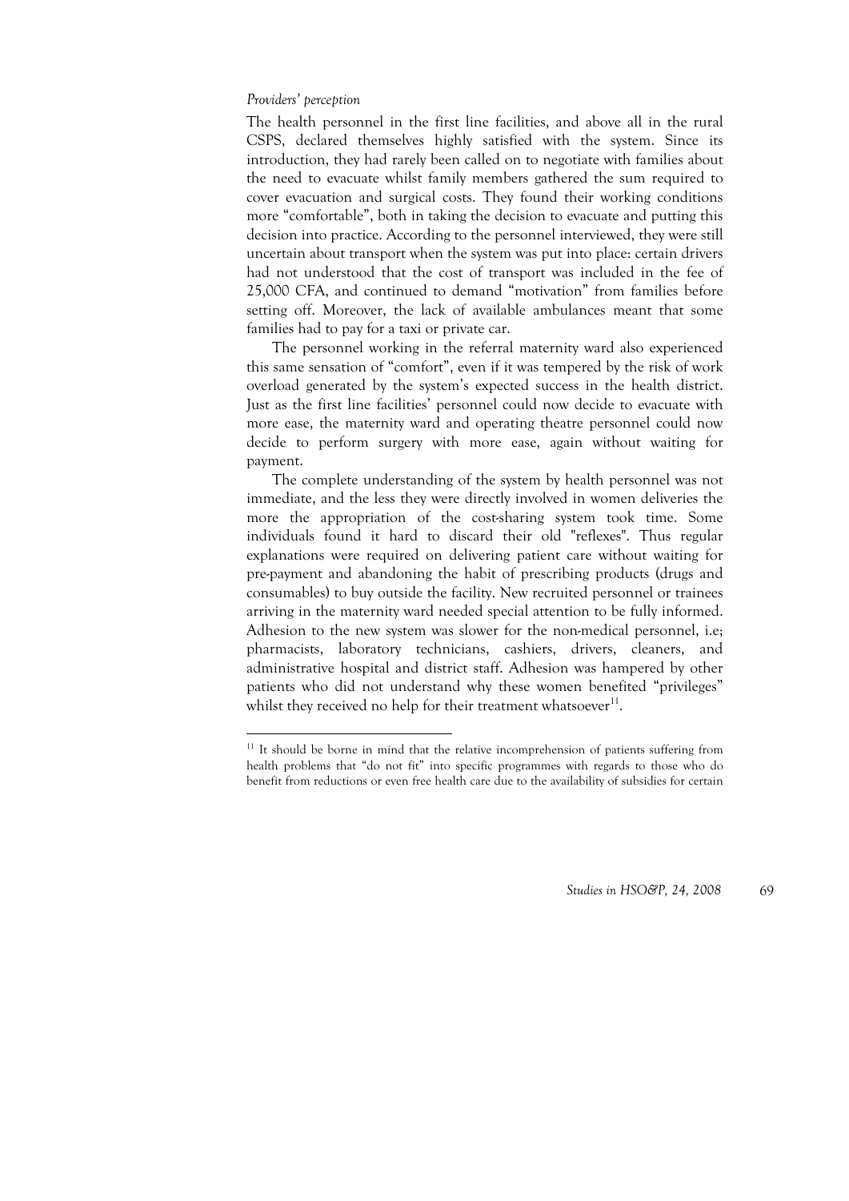*Providers' perception*

The health personnel in the first line facilities, and above all in the rural CSPS, declared themselves highly satisfied with the system. Since its introduction, they had rarely been called on to negotiate with families about the need to evacuate whilst family members gathered the sum required to cover evacuation and surgical costs. They found their working conditions more "comfortable", both in taking the decision to evacuate and putting this decision into practice. According to the personnel interviewed, they were still uncertain about transport when the system was put into place: certain drivers had not understood that the cost of transport was included in the fee of 25,000 CFA, and continued to demand "motivation" from families before setting off. Moreover, the lack of available ambulances meant that some families had to pay for a taxi or private car.

The personnel working in the referral maternity ward also experienced this same sensation of "comfort", even if it was tempered by the risk of work overload generated by the system's expected success in the health district. Just as the first line facilities' personnel could now decide to evacuate with more ease, the maternity ward and operating theatre personnel could now decide to perform surgery with more ease, again without waiting for payment.

The complete understanding of the system by health personnel was not immediate, and the less they were directly involved in women deliveries the more the appropriation of the cost-sharing system took time. Some individuals found it hard to discard their old "reflexes". Thus regular explanations were required on delivering patient care without waiting for pre-payment and abandoning the habit of prescribing products (drugs and consumables) to buy outside the facility. New recruited personnel or trainees arriving in the maternity ward needed special attention to be fully informed. Adhesion to the new system was slower for the non-medical personnel, i.e; pharmacists, laboratory technicians, cashiers, drivers, cleaners, and administrative hospital and district staff. Adhesion was hampered by other patients who did not understand why these women benefited "privileges" whilst they received no help for their treatment whatsoever[11].

[11] It should be borne in mind that the relative incomprehension of patients suffering from health problems that "do not fit" into specific programmes with regards to those who do benefit from reductions or even free health care due to the availability of subsidies for certain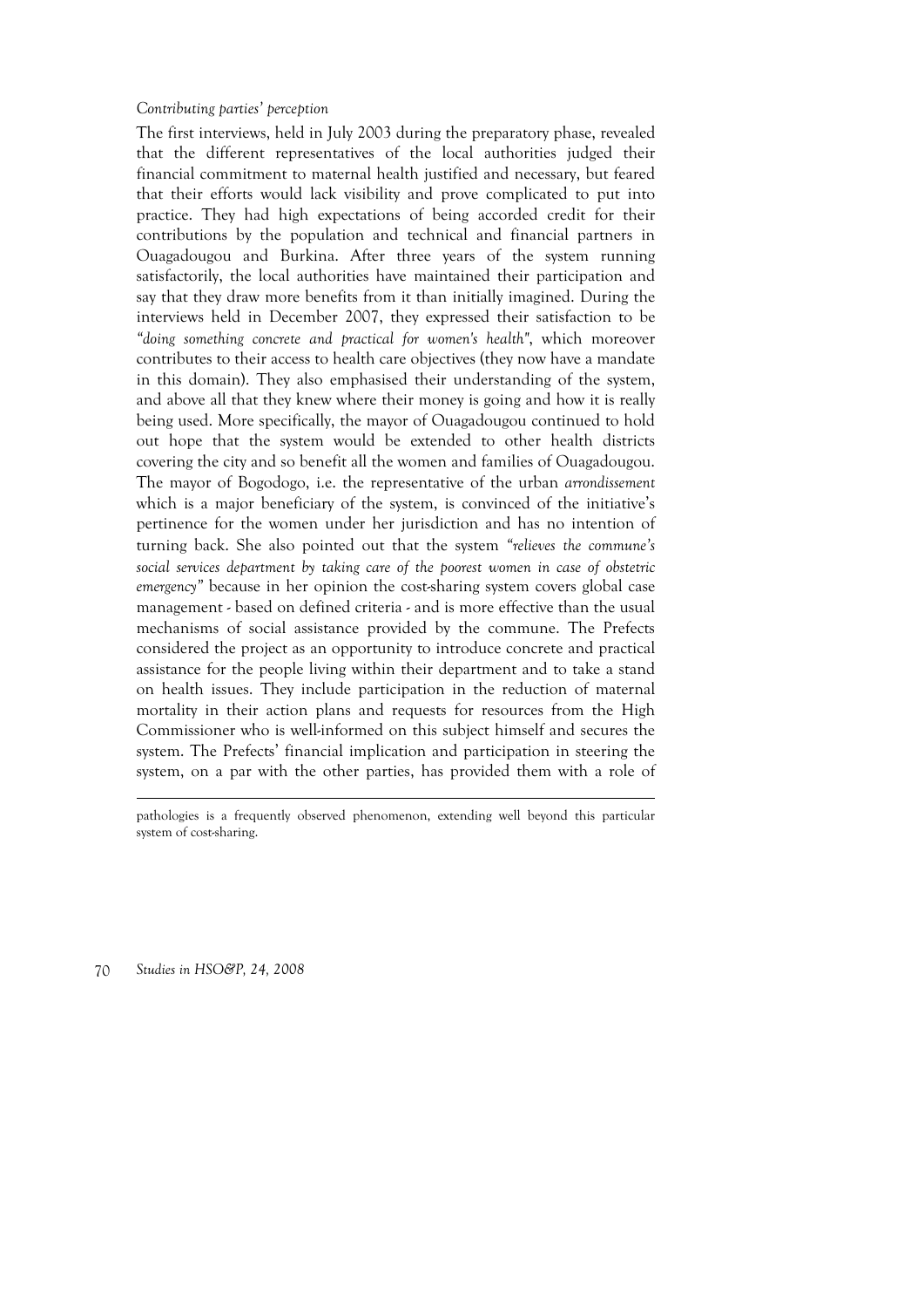*Contributing parties' perception*

The first interviews, held in July 2003 during the preparatory phase, revealed that the different representatives of the local authorities judged their financial commitment to maternal health justified and necessary, but feared that their efforts would lack visibility and prove complicated to put into practice. They had high expectations of being accorded credit for their contributions by the population and technical and financial partners in Ouagadougou and Burkina. After three years of the system running satisfactorily, the local authorities have maintained their participation and say that they draw more benefits from it than initially imagined. During the interviews held in December 2007, they expressed their satisfaction to be *"doing something concrete and practical for women's health"*, which moreover contributes to their access to health care objectives (they now have a mandate in this domain). They also emphasised their understanding of the system, and above all that they knew where their money is going and how it is really being used. More specifically, the mayor of Ouagadougou continued to hold out hope that the system would be extended to other health districts covering the city and so benefit all the women and families of Ouagadougou. The mayor of Bogodogo, i.e. the representative of the urban *arrondissement* which is a major beneficiary of the system, is convinced of the initiative's pertinence for the women under her jurisdiction and has no intention of turning back. She also pointed out that the system *"relieves the commune's social services department by taking care of the poorest women in case of obstetric emergency"* because in her opinion the cost-sharing system covers global case management - based on defined criteria - and is more effective than the usual mechanisms of social assistance provided by the commune. The Prefects considered the project as an opportunity to introduce concrete and practical assistance for the people living within their department and to take a stand on health issues. They include participation in the reduction of maternal mortality in their action plans and requests for resources from the High Commissioner who is well-informed on this subject himself and secures the system. The Prefects' financial implication and participation in steering the system, on a par with the other parties, has provided them with a role of

---

pathologies is a frequently observed phenomenon, extending well beyond this particular system of cost-sharing.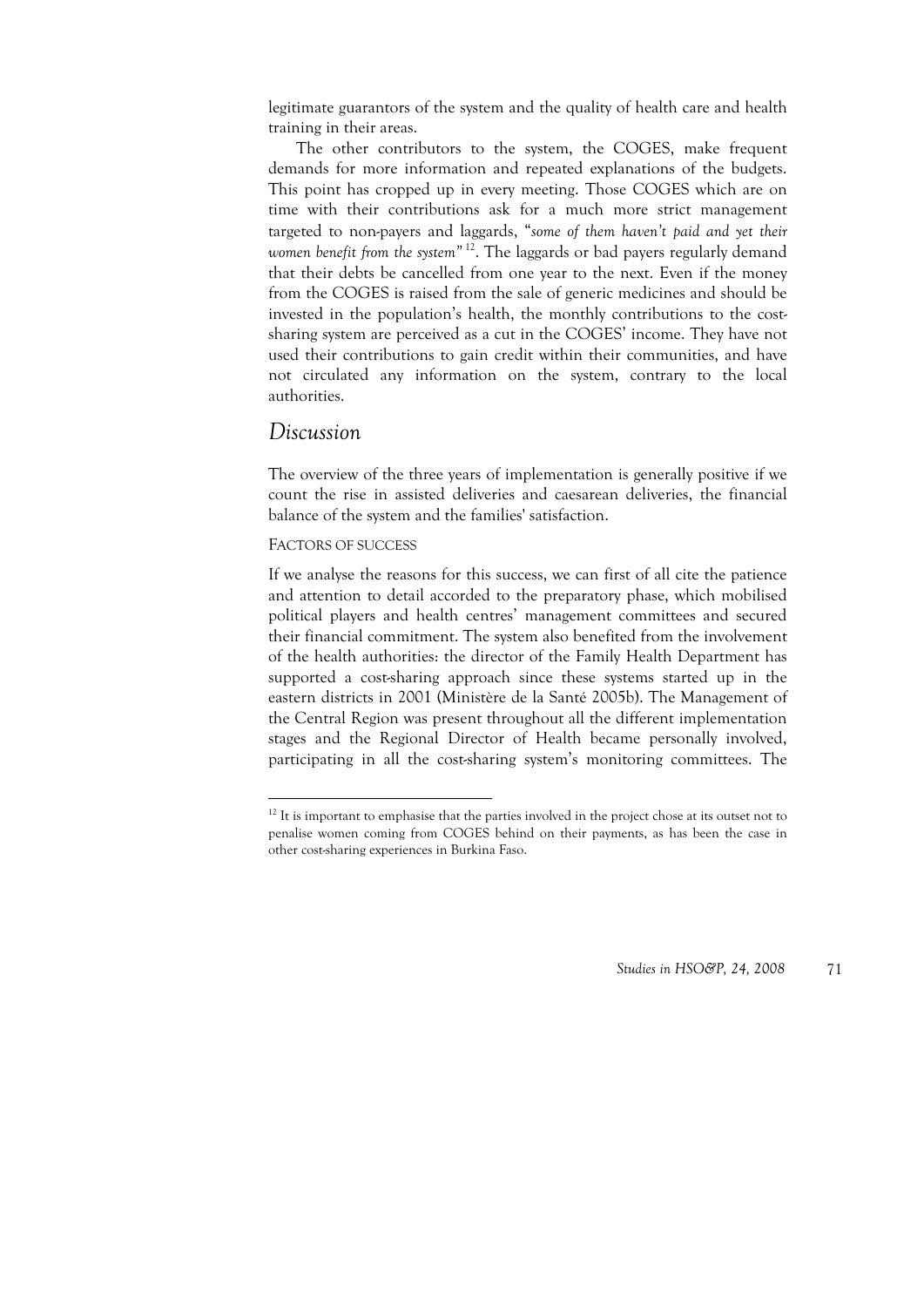legitimate guarantors of the system and the quality of health care and health training in their areas.

The other contributors to the system, the COGES, make frequent demands for more information and repeated explanations of the budgets. This point has cropped up in every meeting. Those COGES which are on time with their contributions ask for a much more strict management targeted to non-payers and laggards, "*some of them haven't paid and yet their women benefit from the system*"[12]. The laggards or bad payers regularly demand that their debts be cancelled from one year to the next. Even if the money from the COGES is raised from the sale of generic medicines and should be invested in the population's health, the monthly contributions to the cost-sharing system are perceived as a cut in the COGES' income. They have not used their contributions to gain credit within their communities, and have not circulated any information on the system, contrary to the local authorities.

## *Discussion*

The overview of the three years of implementation is generally positive if we count the rise in assisted deliveries and caesarean deliveries, the financial balance of the system and the families' satisfaction.

### FACTORS OF SUCCESS

If we analyse the reasons for this success, we can first of all cite the patience and attention to detail accorded to the preparatory phase, which mobilised political players and health centres' management committees and secured their financial commitment. The system also benefited from the involvement of the health authorities: the director of the Family Health Department has supported a cost-sharing approach since these systems started up in the eastern districts in 2001 (Ministère de la Santé 2005b). The Management of the Central Region was present throughout all the different implementation stages and the Regional Director of Health became personally involved, participating in all the cost-sharing system's monitoring committees. The

[12] It is important to emphasise that the parties involved in the project chose at its outset not to penalise women coming from COGES behind on their payments, as has been the case in other cost-sharing experiences in Burkina Faso.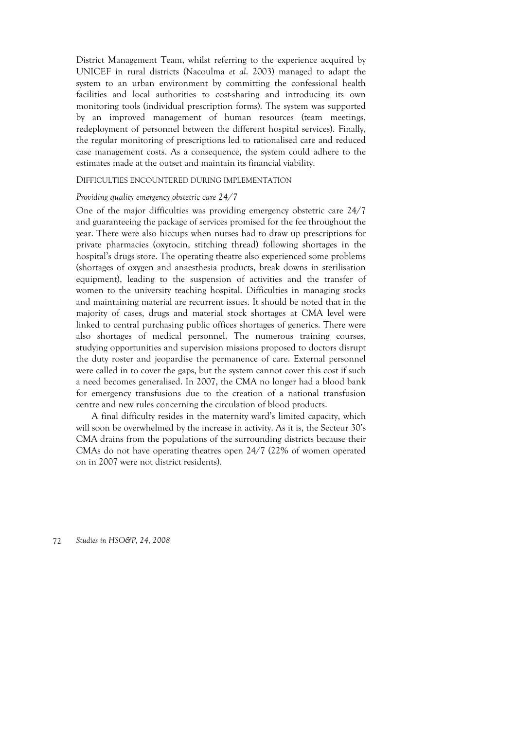District Management Team, whilst referring to the experience acquired by UNICEF in rural districts (Nacoulma *et al.* 2003) managed to adapt the system to an urban environment by committing the confessional health facilities and local authorities to cost-sharing and introducing its own monitoring tools (individual prescription forms). The system was supported by an improved management of human resources (team meetings, redeployment of personnel between the different hospital services). Finally, the regular monitoring of prescriptions led to rationalised care and reduced case management costs. As a consequence, the system could adhere to the estimates made at the outset and maintain its financial viability.

### DIFFICULTIES ENCOUNTERED DURING IMPLEMENTATION

#### *Providing quality emergency obstetric care 24/7*

One of the major difficulties was providing emergency obstetric care 24/7 and guaranteeing the package of services promised for the fee throughout the year. There were also hiccups when nurses had to draw up prescriptions for private pharmacies (oxytocin, stitching thread) following shortages in the hospital's drugs store. The operating theatre also experienced some problems (shortages of oxygen and anaesthesia products, break downs in sterilisation equipment), leading to the suspension of activities and the transfer of women to the university teaching hospital. Difficulties in managing stocks and maintaining material are recurrent issues. It should be noted that in the majority of cases, drugs and material stock shortages at CMA level were linked to central purchasing public offices shortages of generics. There were also shortages of medical personnel. The numerous training courses, studying opportunities and supervision missions proposed to doctors disrupt the duty roster and jeopardise the permanence of care. External personnel were called in to cover the gaps, but the system cannot cover this cost if such a need becomes generalised. In 2007, the CMA no longer had a blood bank for emergency transfusions due to the creation of a national transfusion centre and new rules concerning the circulation of blood products.

A final difficulty resides in the maternity ward's limited capacity, which will soon be overwhelmed by the increase in activity. As it is, the Secteur 30's CMA drains from the populations of the surrounding districts because their CMAs do not have operating theatres open 24/7 (22% of women operated on in 2007 were not district residents).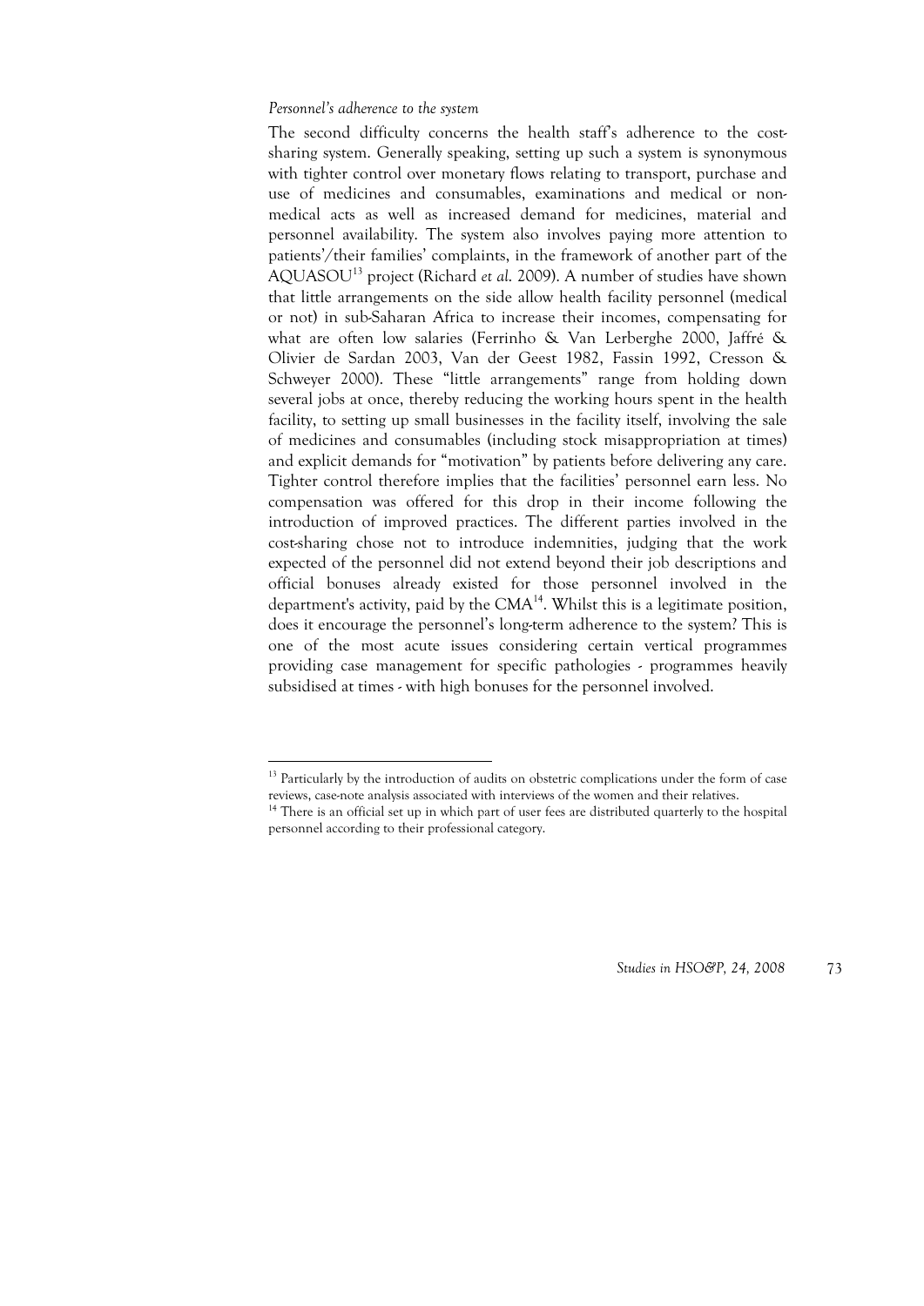*Personnel's adherence to the system*

The second difficulty concerns the health staff's adherence to the cost-sharing system. Generally speaking, setting up such a system is synonymous with tighter control over monetary flows relating to transport, purchase and use of medicines and consumables, examinations and medical or non-medical acts as well as increased demand for medicines, material and personnel availability. The system also involves paying more attention to patients'/their families' complaints, in the framework of another part of the AQUASOU[13] project (Richard *et al.* 2009). A number of studies have shown that little arrangements on the side allow health facility personnel (medical or not) in sub-Saharan Africa to increase their incomes, compensating for what are often low salaries (Ferrinho & Van Lerberghe 2000, Jaffré & Olivier de Sardan 2003, Van der Geest 1982, Fassin 1992, Cresson & Schweyer 2000). These "little arrangements" range from holding down several jobs at once, thereby reducing the working hours spent in the health facility, to setting up small businesses in the facility itself, involving the sale of medicines and consumables (including stock misappropriation at times) and explicit demands for "motivation" by patients before delivering any care. Tighter control therefore implies that the facilities' personnel earn less. No compensation was offered for this drop in their income following the introduction of improved practices. The different parties involved in the cost-sharing chose not to introduce indemnities, judging that the work expected of the personnel did not extend beyond their job descriptions and official bonuses already existed for those personnel involved in the department's activity, paid by the CMA[14]. Whilst this is a legitimate position, does it encourage the personnel's long-term adherence to the system? This is one of the most acute issues considering certain vertical programmes providing case management for specific pathologies - programmes heavily subsidised at times - with high bonuses for the personnel involved.

---

[13] Particularly by the introduction of audits on obstetric complications under the form of case reviews, case-note analysis associated with interviews of the women and their relatives.

[14] There is an official set up in which part of user fees are distributed quarterly to the hospital personnel according to their professional category.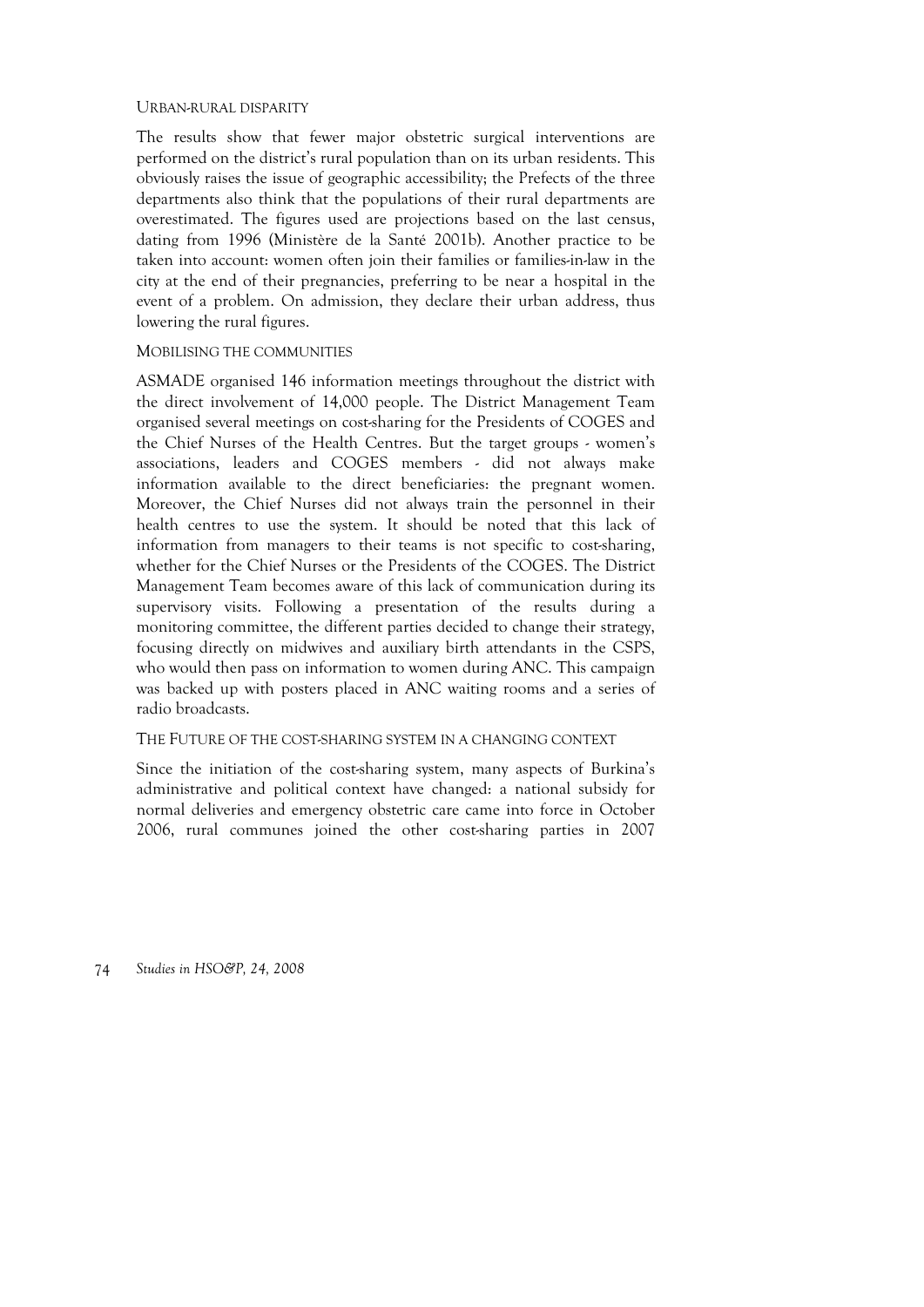### Urban-rural disparity

The results show that fewer major obstetric surgical interventions are performed on the district's rural population than on its urban residents. This obviously raises the issue of geographic accessibility; the Prefects of the three departments also think that the populations of their rural departments are overestimated. The figures used are projections based on the last census, dating from 1996 (Ministère de la Santé 2001b). Another practice to be taken into account: women often join their families or families-in-law in the city at the end of their pregnancies, preferring to be near a hospital in the event of a problem. On admission, they declare their urban address, thus lowering the rural figures.

### Mobilising the communities

ASMADE organised 146 information meetings throughout the district with the direct involvement of 14,000 people. The District Management Team organised several meetings on cost-sharing for the Presidents of COGES and the Chief Nurses of the Health Centres. But the target groups - women's associations, leaders and COGES members - did not always make information available to the direct beneficiaries: the pregnant women. Moreover, the Chief Nurses did not always train the personnel in their health centres to use the system. It should be noted that this lack of information from managers to their teams is not specific to cost-sharing, whether for the Chief Nurses or the Presidents of the COGES. The District Management Team becomes aware of this lack of communication during its supervisory visits. Following a presentation of the results during a monitoring committee, the different parties decided to change their strategy, focusing directly on midwives and auxiliary birth attendants in the CSPS, who would then pass on information to women during ANC. This campaign was backed up with posters placed in ANC waiting rooms and a series of radio broadcasts.

### The future of the cost-sharing system in a changing context

Since the initiation of the cost-sharing system, many aspects of Burkina's administrative and political context have changed: a national subsidy for normal deliveries and emergency obstetric care came into force in October 2006, rural communes joined the other cost-sharing parties in 2007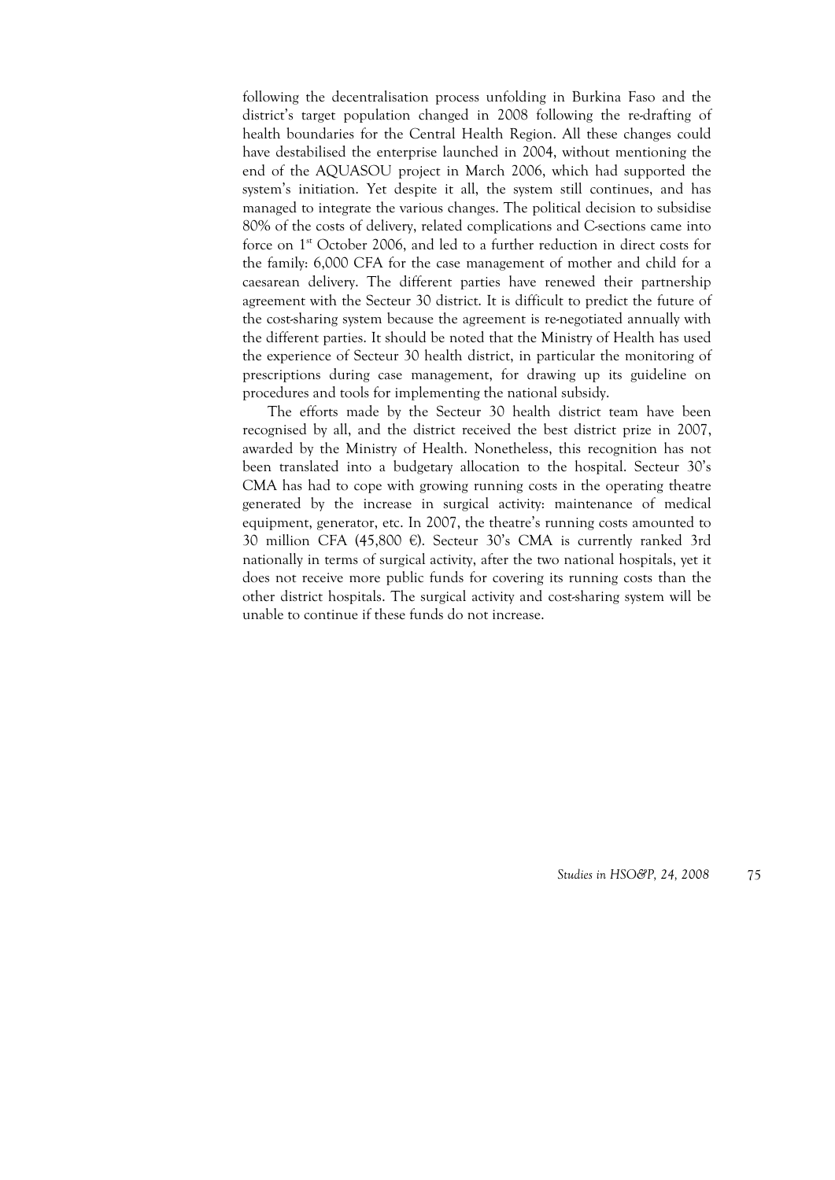following the decentralisation process unfolding in Burkina Faso and the district's target population changed in 2008 following the re-drafting of health boundaries for the Central Health Region. All these changes could have destabilised the enterprise launched in 2004, without mentioning the end of the AQUASOU project in March 2006, which had supported the system's initiation. Yet despite it all, the system still continues, and has managed to integrate the various changes. The political decision to subsidise 80% of the costs of delivery, related complications and C-sections came into force on 1st October 2006, and led to a further reduction in direct costs for the family: 6,000 CFA for the case management of mother and child for a caesarean delivery. The different parties have renewed their partnership agreement with the Secteur 30 district. It is difficult to predict the future of the cost-sharing system because the agreement is re-negotiated annually with the different parties. It should be noted that the Ministry of Health has used the experience of Secteur 30 health district, in particular the monitoring of prescriptions during case management, for drawing up its guideline on procedures and tools for implementing the national subsidy.

The efforts made by the Secteur 30 health district team have been recognised by all, and the district received the best district prize in 2007, awarded by the Ministry of Health. Nonetheless, this recognition has not been translated into a budgetary allocation to the hospital. Secteur 30's CMA has had to cope with growing running costs in the operating theatre generated by the increase in surgical activity: maintenance of medical equipment, generator, etc. In 2007, the theatre's running costs amounted to 30 million CFA (45,800 €). Secteur 30's CMA is currently ranked 3rd nationally in terms of surgical activity, after the two national hospitals, yet it does not receive more public funds for covering its running costs than the other district hospitals. The surgical activity and cost-sharing system will be unable to continue if these funds do not increase.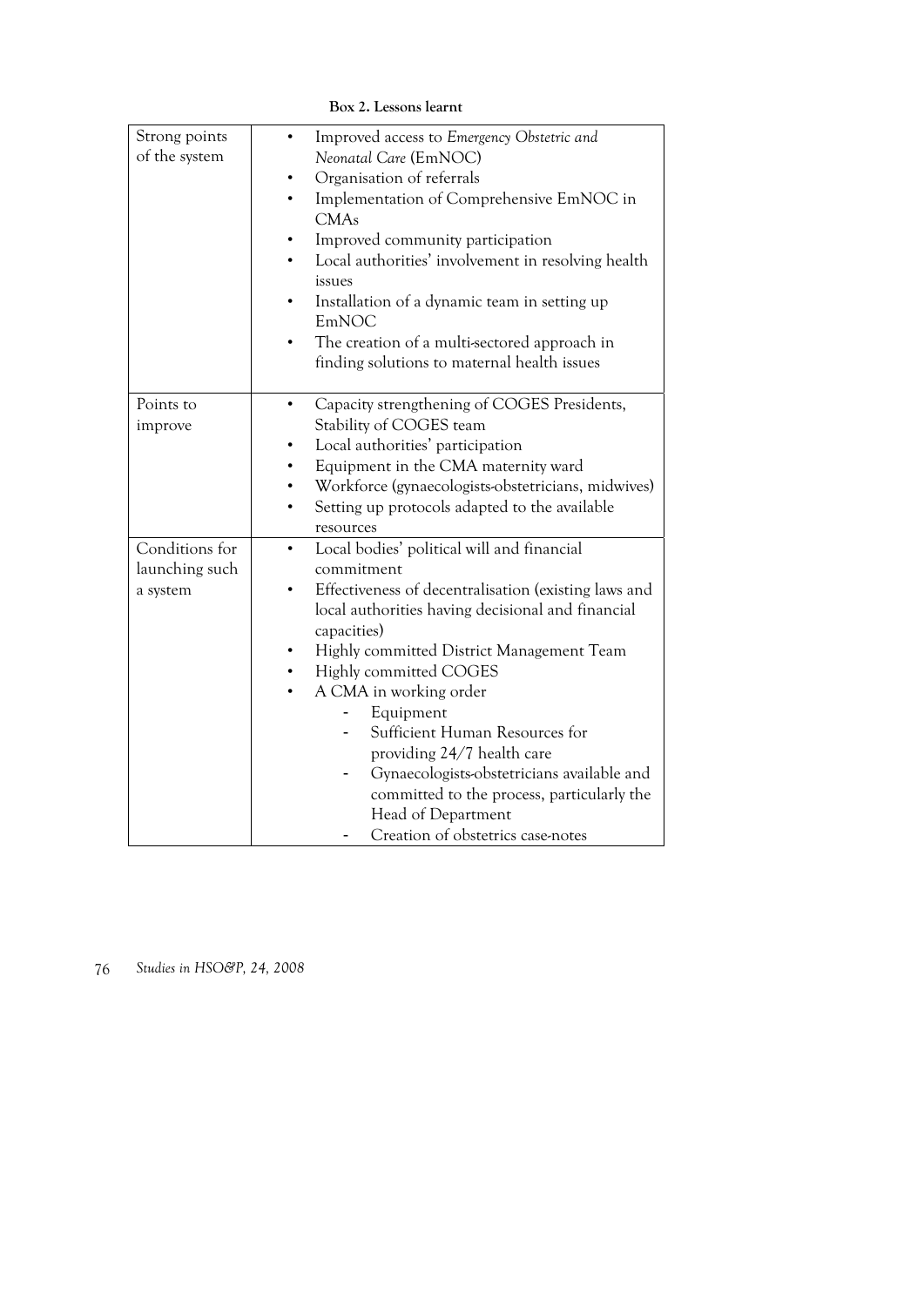**Box 2. Lessons learnt**

| | |
|---|---|
| Strong points of the system | • Improved access to *Emergency Obstetric and Neonatal Care* (EmNOC)<br>• Organisation of referrals<br>• Implementation of Comprehensive EmNOC in CMAs<br>• Improved community participation<br>• Local authorities' involvement in resolving health issues<br>• Installation of a dynamic team in setting up EmNOC<br>• The creation of a multi-sectored approach in finding solutions to maternal health issues |
| Points to improve | • Capacity strengthening of COGES Presidents, Stability of COGES team<br>• Local authorities' participation<br>• Equipment in the CMA maternity ward<br>• Workforce (gynaecologists-obstetricians, midwives)<br>• Setting up protocols adapted to the available resources |
| Conditions for launching such a system | • Local bodies' political will and financial commitment<br>• Effectiveness of decentralisation (existing laws and local authorities having decisional and financial capacities)<br>• Highly committed District Management Team<br>• Highly committed COGES<br>• A CMA in working order<br>&nbsp;&nbsp;- Equipment<br>&nbsp;&nbsp;- Sufficient Human Resources for providing 24/7 health care<br>&nbsp;&nbsp;- Gynaecologists-obstetricians available and committed to the process, particularly the Head of Department<br>&nbsp;&nbsp;- Creation of obstetrics case-notes |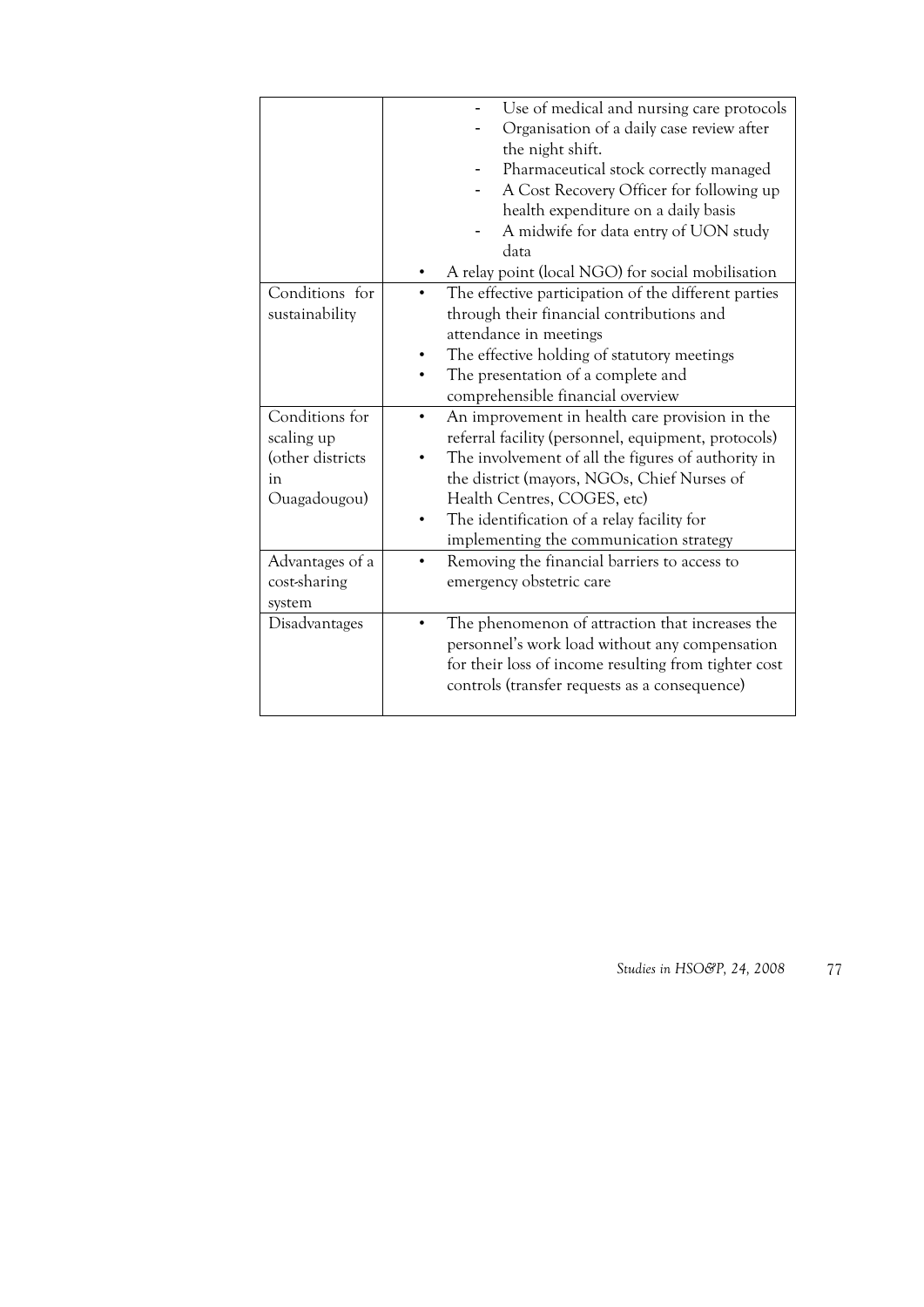| | |
|---|---|
| | - Use of medical and nursing care protocols<br>- Organisation of a daily case review after the night shift.<br>- Pharmaceutical stock correctly managed<br>- A Cost Recovery Officer for following up health expenditure on a daily basis<br>- A midwife for data entry of UON study data<br>• A relay point (local NGO) for social mobilisation |
| Conditions for sustainability | • The effective participation of the different parties through their financial contributions and attendance in meetings<br>• The effective holding of statutory meetings<br>• The presentation of a complete and comprehensible financial overview |
| Conditions for scaling up (other districts in Ouagadougou) | • An improvement in health care provision in the referral facility (personnel, equipment, protocols)<br>• The involvement of all the figures of authority in the district (mayors, NGOs, Chief Nurses of Health Centres, COGES, etc)<br>• The identification of a relay facility for implementing the communication strategy |
| Advantages of a cost-sharing system | • Removing the financial barriers to access to emergency obstetric care |
| Disadvantages | • The phenomenon of attraction that increases the personnel's work load without any compensation for their loss of income resulting from tighter cost controls (transfer requests as a consequence) |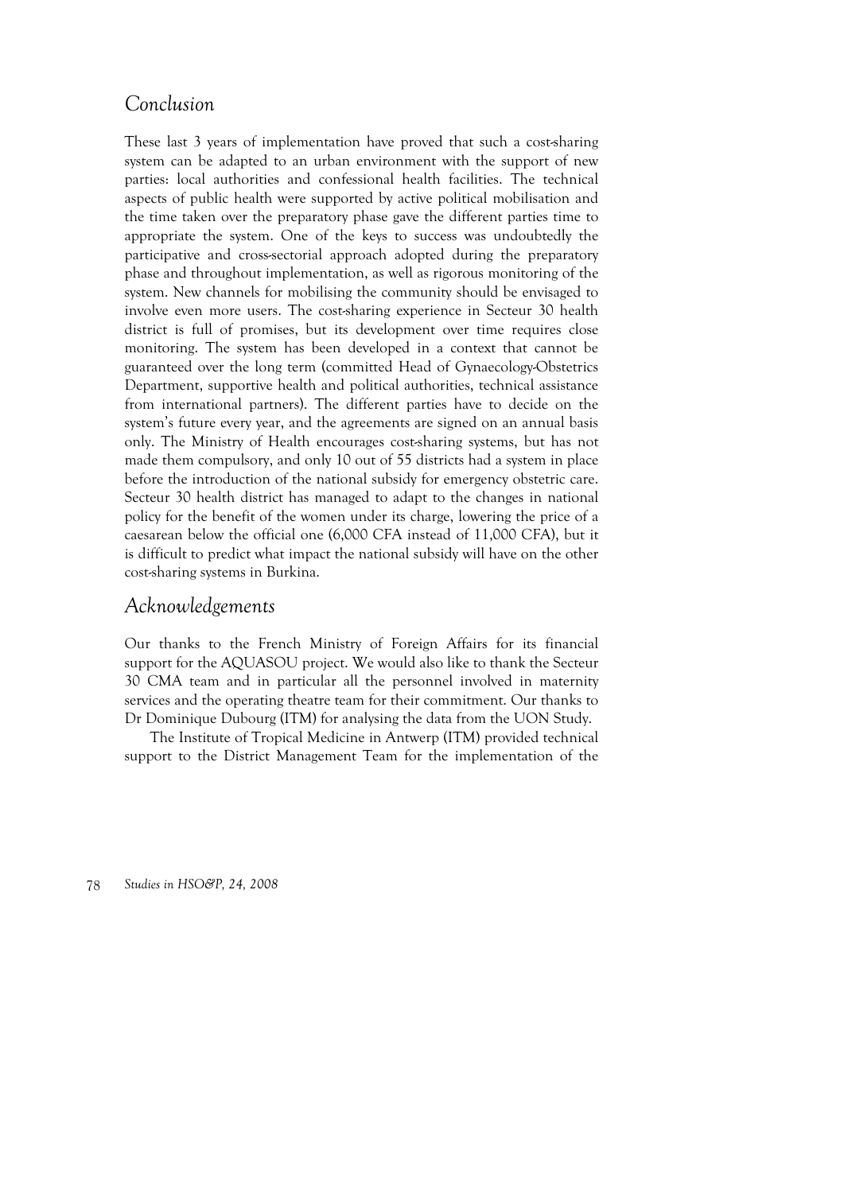## *Conclusion*

These last 3 years of implementation have proved that such a cost-sharing system can be adapted to an urban environment with the support of new parties: local authorities and confessional health facilities. The technical aspects of public health were supported by active political mobilisation and the time taken over the preparatory phase gave the different parties time to appropriate the system. One of the keys to success was undoubtedly the participative and cross-sectorial approach adopted during the preparatory phase and throughout implementation, as well as rigorous monitoring of the system. New channels for mobilising the community should be envisaged to involve even more users. The cost-sharing experience in Secteur 30 health district is full of promises, but its development over time requires close monitoring. The system has been developed in a context that cannot be guaranteed over the long term (committed Head of Gynaecology-Obstetrics Department, supportive health and political authorities, technical assistance from international partners). The different parties have to decide on the system's future every year, and the agreements are signed on an annual basis only. The Ministry of Health encourages cost-sharing systems, but has not made them compulsory, and only 10 out of 55 districts had a system in place before the introduction of the national subsidy for emergency obstetric care. Secteur 30 health district has managed to adapt to the changes in national policy for the benefit of the women under its charge, lowering the price of a caesarean below the official one (6,000 CFA instead of 11,000 CFA), but it is difficult to predict what impact the national subsidy will have on the other cost-sharing systems in Burkina.

## *Acknowledgements*

Our thanks to the French Ministry of Foreign Affairs for its financial support for the AQUASOU project. We would also like to thank the Secteur 30 CMA team and in particular all the personnel involved in maternity services and the operating theatre team for their commitment. Our thanks to Dr Dominique Dubourg (ITM) for analysing the data from the UON Study.

The Institute of Tropical Medicine in Antwerp (ITM) provided technical support to the District Management Team for the implementation of the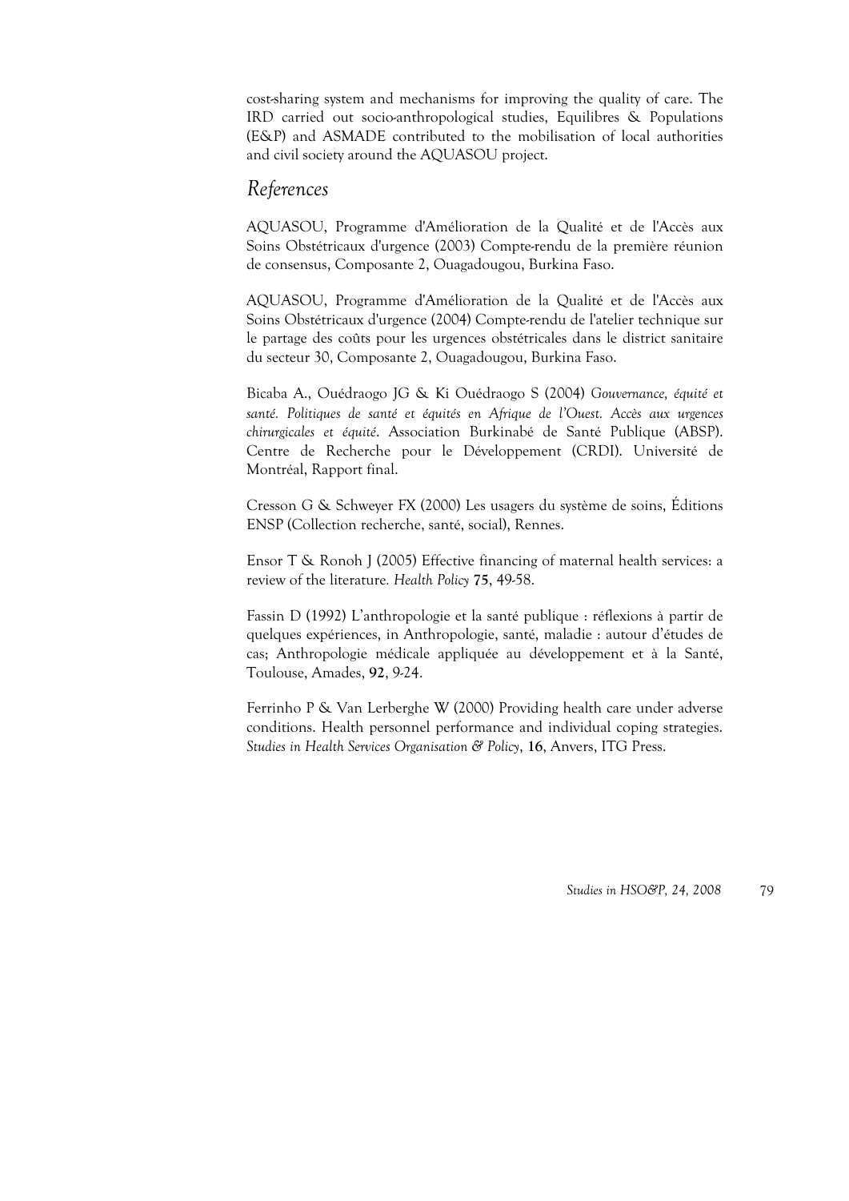cost-sharing system and mechanisms for improving the quality of care. The IRD carried out socio-anthropological studies, Equilibres & Populations (E&P) and ASMADE contributed to the mobilisation of local authorities and civil society around the AQUASOU project.

## *References*

AQUASOU, Programme d'Amélioration de la Qualité et de l'Accès aux Soins Obstétricaux d'urgence (2003) Compte-rendu de la première réunion de consensus, Composante 2, Ouagadougou, Burkina Faso.

AQUASOU, Programme d'Amélioration de la Qualité et de l'Accès aux Soins Obstétricaux d'urgence (2004) Compte-rendu de l'atelier technique sur le partage des coûts pour les urgences obstétricales dans le district sanitaire du secteur 30, Composante 2, Ouagadougou, Burkina Faso.

Bicaba A., Ouédraogo JG & Ki Ouédraogo S (2004) *Gouvernance, équité et santé. Politiques de santé et équités en Afrique de l'Ouest. Accès aux urgences chirurgicales et équité*. Association Burkinabé de Santé Publique (ABSP). Centre de Recherche pour le Développement (CRDI). Université de Montréal, Rapport final.

Cresson G & Schweyer FX (2000) Les usagers du système de soins, Éditions ENSP (Collection recherche, santé, social), Rennes.

Ensor T & Ronoh J (2005) Effective financing of maternal health services: a review of the literature. *Health Policy* **75**, 49-58.

Fassin D (1992) L'anthropologie et la santé publique : réflexions à partir de quelques expériences, in Anthropologie, santé, maladie : autour d'études de cas; Anthropologie médicale appliquée au développement et à la Santé, Toulouse, Amades, **92**, 9-24.

Ferrinho P & Van Lerberghe W (2000) Providing health care under adverse conditions. Health personnel performance and individual coping strategies. *Studies in Health Services Organisation & Policy*, **16**, Anvers, ITG Press.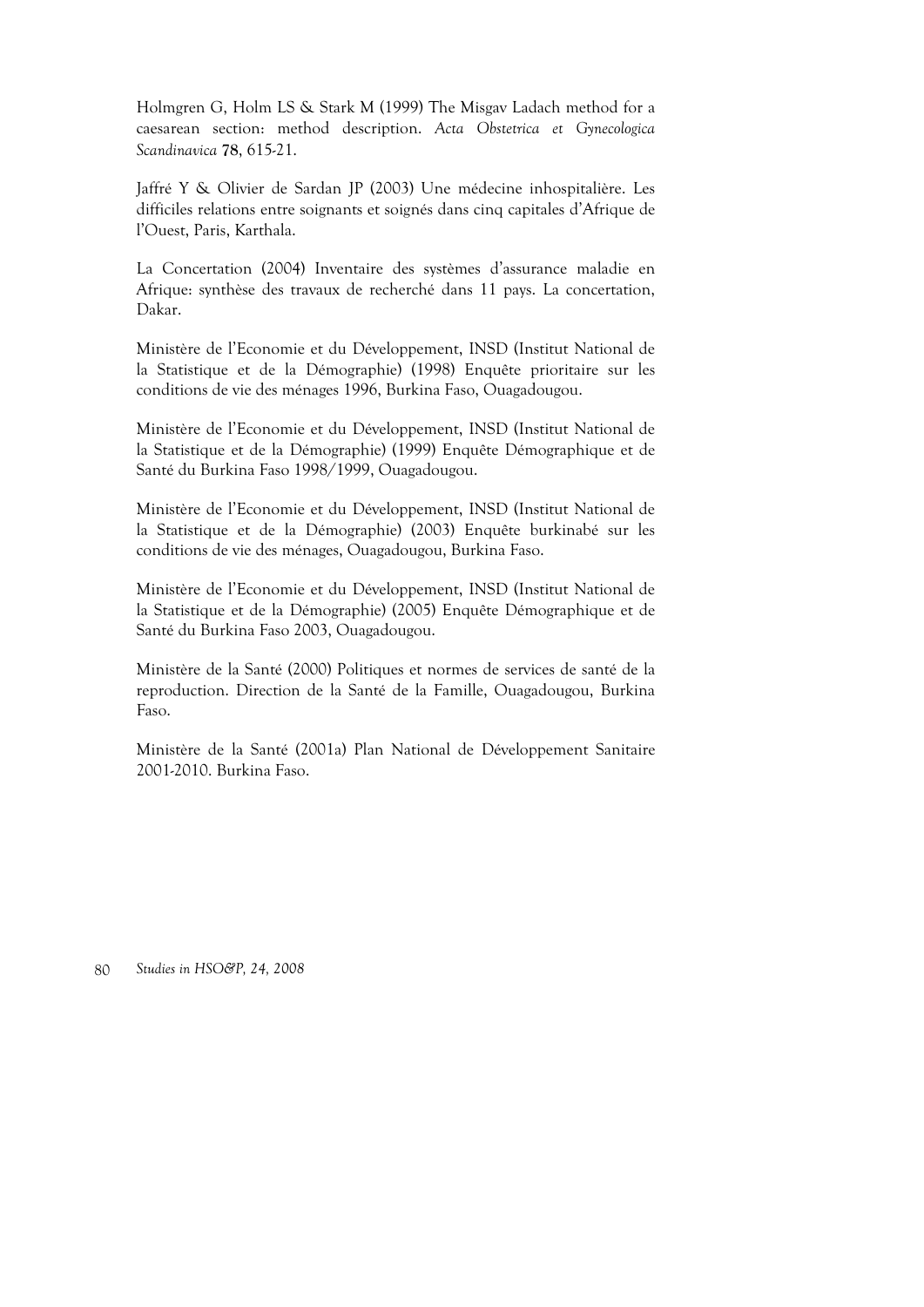Holmgren G, Holm LS & Stark M (1999) The Misgav Ladach method for a caesarean section: method description. *Acta Obstetrica et Gynecologica Scandinavica* **78**, 615-21.

Jaffré Y & Olivier de Sardan JP (2003) Une médecine inhospitalière. Les difficiles relations entre soignants et soignés dans cinq capitales d'Afrique de l'Ouest, Paris, Karthala.

La Concertation (2004) Inventaire des systèmes d'assurance maladie en Afrique: synthèse des travaux de recherché dans 11 pays. La concertation, Dakar.

Ministère de l'Economie et du Développement, INSD (Institut National de la Statistique et de la Démographie) (1998) Enquête prioritaire sur les conditions de vie des ménages 1996, Burkina Faso, Ouagadougou.

Ministère de l'Economie et du Développement, INSD (Institut National de la Statistique et de la Démographie) (1999) Enquête Démographique et de Santé du Burkina Faso 1998/1999, Ouagadougou.

Ministère de l'Economie et du Développement, INSD (Institut National de la Statistique et de la Démographie) (2003) Enquête burkinabé sur les conditions de vie des ménages, Ouagadougou, Burkina Faso.

Ministère de l'Economie et du Développement, INSD (Institut National de la Statistique et de la Démographie) (2005) Enquête Démographique et de Santé du Burkina Faso 2003, Ouagadougou.

Ministère de la Santé (2000) Politiques et normes de services de santé de la reproduction. Direction de la Santé de la Famille, Ouagadougou, Burkina Faso.

Ministère de la Santé (2001a) Plan National de Développement Sanitaire 2001-2010. Burkina Faso.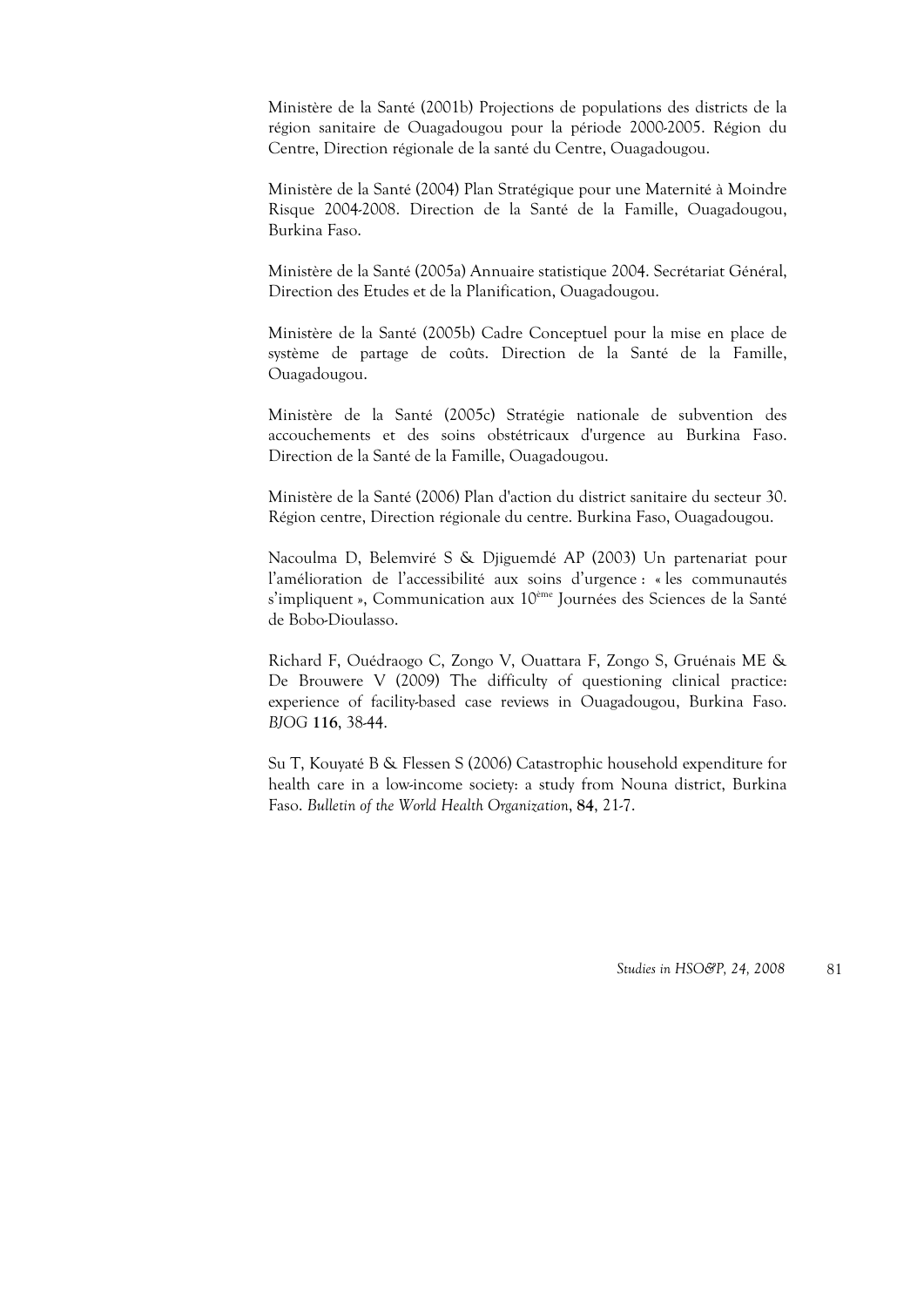Ministère de la Santé (2001b) Projections de populations des districts de la région sanitaire de Ouagadougou pour la période 2000-2005. Région du Centre, Direction régionale de la santé du Centre, Ouagadougou.

Ministère de la Santé (2004) Plan Stratégique pour une Maternité à Moindre Risque 2004-2008. Direction de la Santé de la Famille, Ouagadougou, Burkina Faso.

Ministère de la Santé (2005a) Annuaire statistique 2004. Secrétariat Général, Direction des Etudes et de la Planification, Ouagadougou.

Ministère de la Santé (2005b) Cadre Conceptuel pour la mise en place de système de partage de coûts. Direction de la Santé de la Famille, Ouagadougou.

Ministère de la Santé (2005c) Stratégie nationale de subvention des accouchements et des soins obstétricaux d'urgence au Burkina Faso. Direction de la Santé de la Famille, Ouagadougou.

Ministère de la Santé (2006) Plan d'action du district sanitaire du secteur 30. Région centre, Direction régionale du centre. Burkina Faso, Ouagadougou.

Nacoulma D, Belemviré S & Djiguemdé AP (2003) Un partenariat pour l'amélioration de l'accessibilité aux soins d'urgence : « les communautés s'impliquent », Communication aux 10ème Journées des Sciences de la Santé de Bobo-Dioulasso.

Richard F, Ouédraogo C, Zongo V, Ouattara F, Zongo S, Gruénais ME & De Brouwere V (2009) The difficulty of questioning clinical practice: experience of facility-based case reviews in Ouagadougou, Burkina Faso. *BJOG* **116**, 38-44.

Su T, Kouyaté B & Flessen S (2006) Catastrophic household expenditure for health care in a low-income society: a study from Nouna district, Burkina Faso. *Bulletin of the World Health Organization*, **84**, 21-7.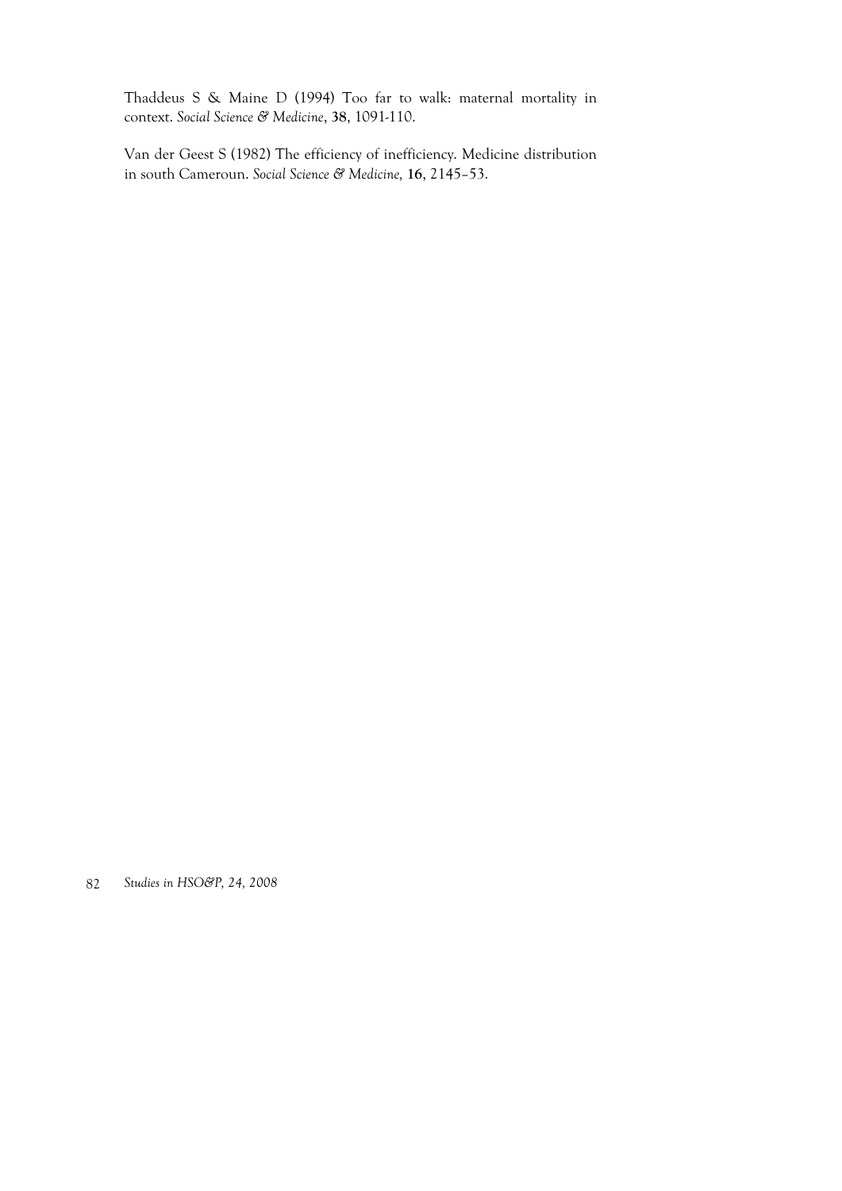Thaddeus S & Maine D (1994) Too far to walk: maternal mortality in context. *Social Science & Medicine*, **38**, 1091-110.

Van der Geest S (1982) The efficiency of inefficiency. Medicine distribution in south Cameroun. *Social Science & Medicine,* **16**, 2145–53.